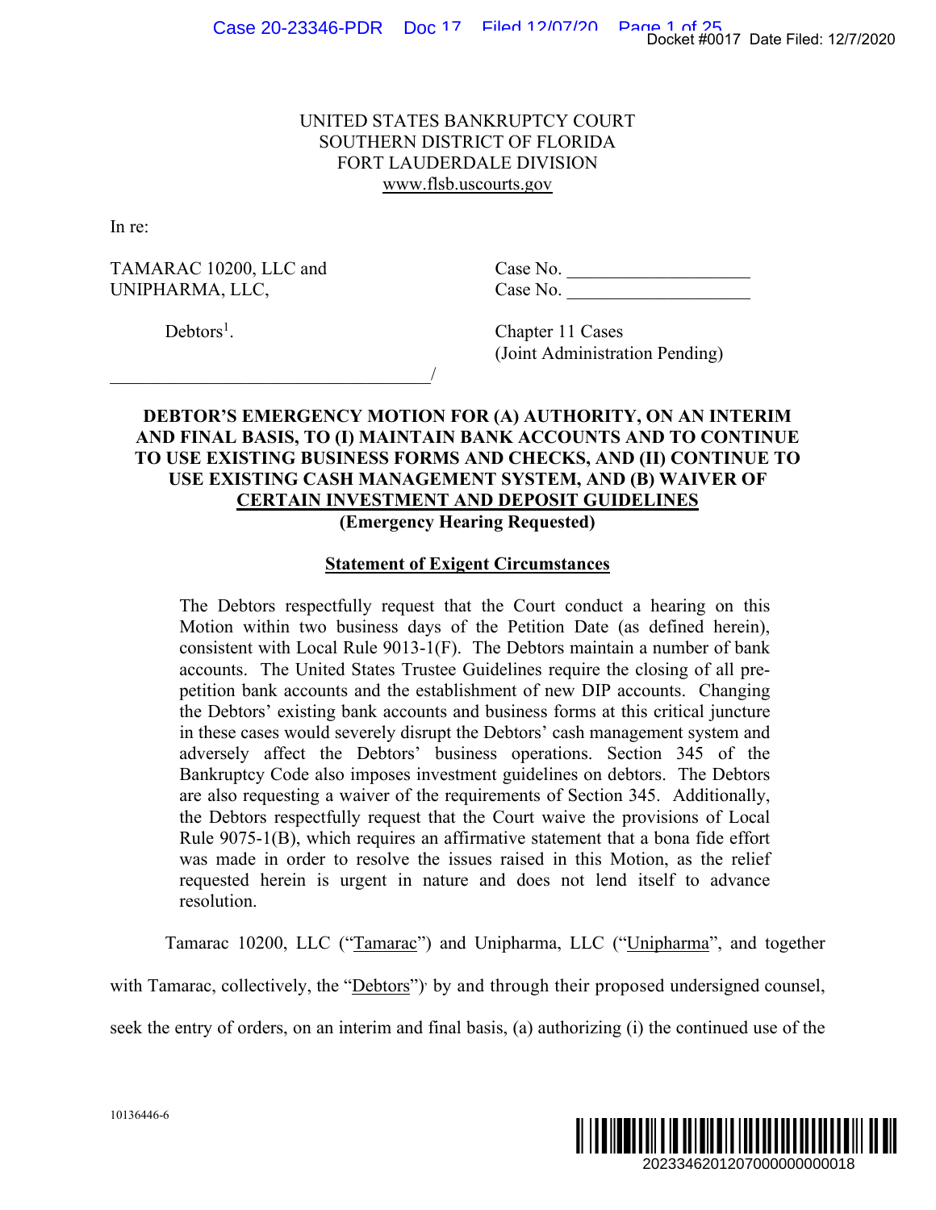UNITED STATES BANKRUPTCY COURT
SOUTHERN DISTRICT OF FLORIDA
FORT LAUDERDALE DIVISION
www.flsb.uscourts.gov

In re:

TAMARAC 10200, LLC and
UNIPHARMA, LLC,

Debtors[1].

Case No. ___________________
Case No. ___________________

Chapter 11 Cases
(Joint Administration Pending)

___________________________________/

**DEBTOR'S EMERGENCY MOTION FOR (A) AUTHORITY, ON AN INTERIM AND FINAL BASIS, TO (I) MAINTAIN BANK ACCOUNTS AND TO CONTINUE TO USE EXISTING BUSINESS FORMS AND CHECKS, AND (II) CONTINUE TO USE EXISTING CASH MANAGEMENT SYSTEM, AND (B) WAIVER OF CERTAIN INVESTMENT AND DEPOSIT GUIDELINES**
**(Emergency Hearing Requested)**

**Statement of Exigent Circumstances**

> The Debtors respectfully request that the Court conduct a hearing on this Motion within two business days of the Petition Date (as defined herein), consistent with Local Rule 9013-1(F). The Debtors maintain a number of bank accounts. The United States Trustee Guidelines require the closing of all pre-petition bank accounts and the establishment of new DIP accounts. Changing the Debtors' existing bank accounts and business forms at this critical juncture in these cases would severely disrupt the Debtors' cash management system and adversely affect the Debtors' business operations. Section 345 of the Bankruptcy Code also imposes investment guidelines on debtors. The Debtors are also requesting a waiver of the requirements of Section 345. Additionally, the Debtors respectfully request that the Court waive the provisions of Local Rule 9075-1(B), which requires an affirmative statement that a bona fide effort was made in order to resolve the issues raised in this Motion, as the relief requested herein is urgent in nature and does not lend itself to advance resolution.

Tamarac 10200, LLC ("Tamarac") and Unipharma, LLC ("Unipharma", and together with Tamarac, collectively, the "Debtors") by and through their proposed undersigned counsel, seek the entry of orders, on an interim and final basis, (a) authorizing (i) the continued use of the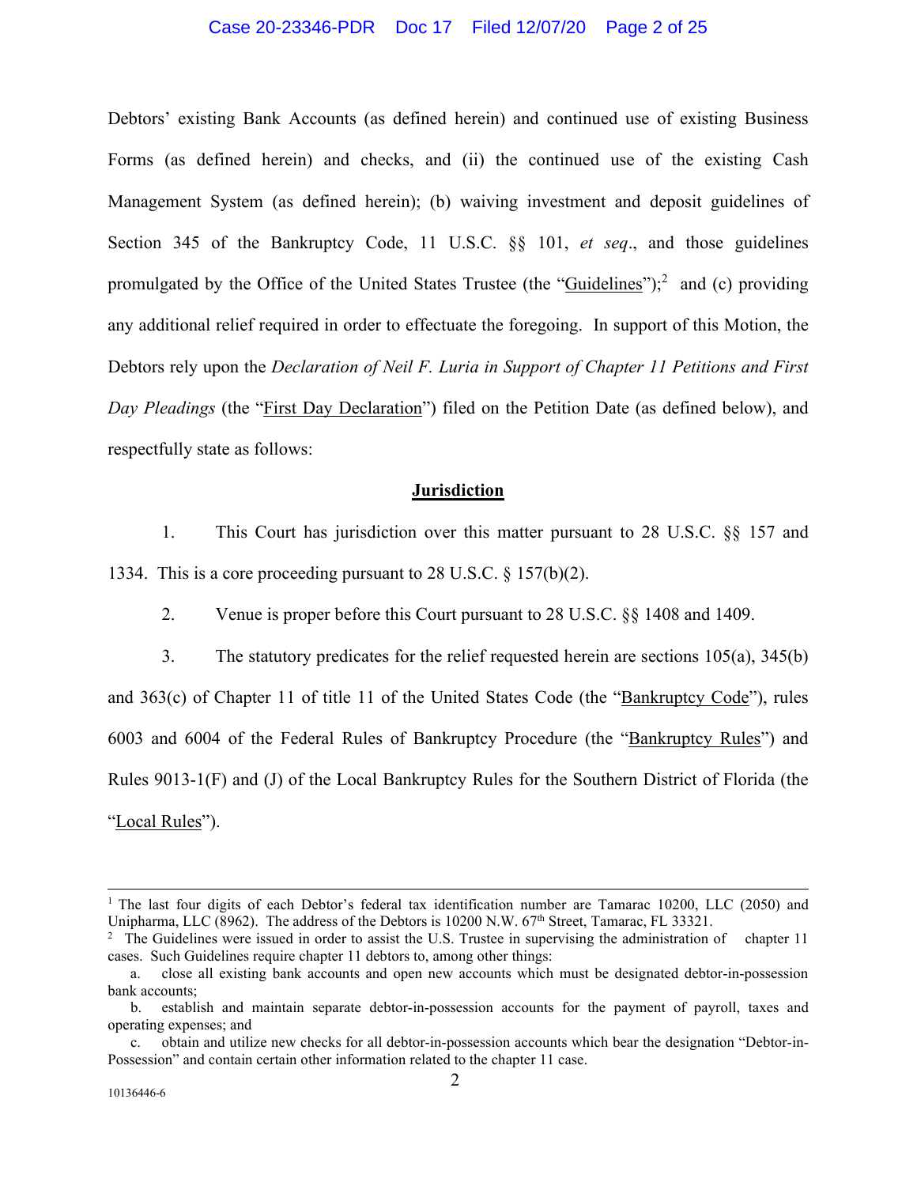Debtors' existing Bank Accounts (as defined herein) and continued use of existing Business Forms (as defined herein) and checks, and (ii) the continued use of the existing Cash Management System (as defined herein); (b) waiving investment and deposit guidelines of Section 345 of the Bankruptcy Code, 11 U.S.C. §§ 101, *et seq*., and those guidelines promulgated by the Office of the United States Trustee (the "Guidelines");[2] and (c) providing any additional relief required in order to effectuate the foregoing. In support of this Motion, the Debtors rely upon the *Declaration of Neil F. Luria in Support of Chapter 11 Petitions and First Day Pleadings* (the "First Day Declaration") filed on the Petition Date (as defined below), and respectfully state as follows:

## Jurisdiction

1. This Court has jurisdiction over this matter pursuant to 28 U.S.C. §§ 157 and 1334. This is a core proceeding pursuant to 28 U.S.C. § 157(b)(2).

2. Venue is proper before this Court pursuant to 28 U.S.C. §§ 1408 and 1409.

3. The statutory predicates for the relief requested herein are sections 105(a), 345(b) and 363(c) of Chapter 11 of title 11 of the United States Code (the "Bankruptcy Code"), rules 6003 and 6004 of the Federal Rules of Bankruptcy Procedure (the "Bankruptcy Rules") and Rules 9013-1(F) and (J) of the Local Bankruptcy Rules for the Southern District of Florida (the "Local Rules").

---

[1] The last four digits of each Debtor's federal tax identification number are Tamarac 10200, LLC (2050) and Unipharma, LLC (8962). The address of the Debtors is 10200 N.W. 67th Street, Tamarac, FL 33321.

[2] The Guidelines were issued in order to assist the U.S. Trustee in supervising the administration of chapter 11 cases. Such Guidelines require chapter 11 debtors to, among other things:

a. close all existing bank accounts and open new accounts which must be designated debtor-in-possession bank accounts;

b. establish and maintain separate debtor-in-possession accounts for the payment of payroll, taxes and operating expenses; and

c. obtain and utilize new checks for all debtor-in-possession accounts which bear the designation "Debtor-in-Possession" and contain certain other information related to the chapter 11 case.

10136446-6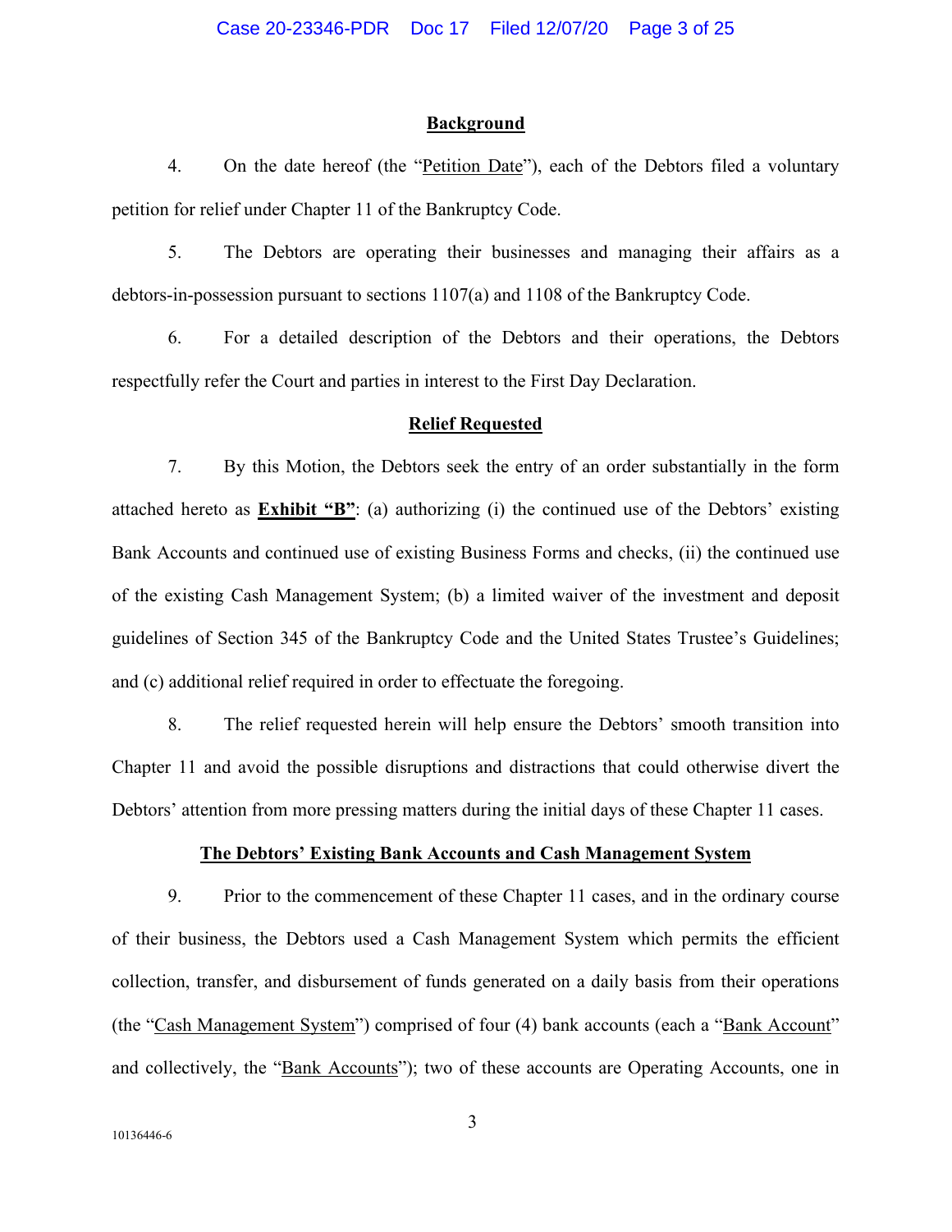## Background

4. On the date hereof (the "Petition Date"), each of the Debtors filed a voluntary petition for relief under Chapter 11 of the Bankruptcy Code.

5. The Debtors are operating their businesses and managing their affairs as a debtors-in-possession pursuant to sections 1107(a) and 1108 of the Bankruptcy Code.

6. For a detailed description of the Debtors and their operations, the Debtors respectfully refer the Court and parties in interest to the First Day Declaration.

## Relief Requested

7. By this Motion, the Debtors seek the entry of an order substantially in the form attached hereto as **Exhibit "B"**: (a) authorizing (i) the continued use of the Debtors' existing Bank Accounts and continued use of existing Business Forms and checks, (ii) the continued use of the existing Cash Management System; (b) a limited waiver of the investment and deposit guidelines of Section 345 of the Bankruptcy Code and the United States Trustee's Guidelines; and (c) additional relief required in order to effectuate the foregoing.

8. The relief requested herein will help ensure the Debtors' smooth transition into Chapter 11 and avoid the possible disruptions and distractions that could otherwise divert the Debtors' attention from more pressing matters during the initial days of these Chapter 11 cases.

## The Debtors' Existing Bank Accounts and Cash Management System

9. Prior to the commencement of these Chapter 11 cases, and in the ordinary course of their business, the Debtors used a Cash Management System which permits the efficient collection, transfer, and disbursement of funds generated on a daily basis from their operations (the "Cash Management System") comprised of four (4) bank accounts (each a "Bank Account" and collectively, the "Bank Accounts"); two of these accounts are Operating Accounts, one in

10136446-6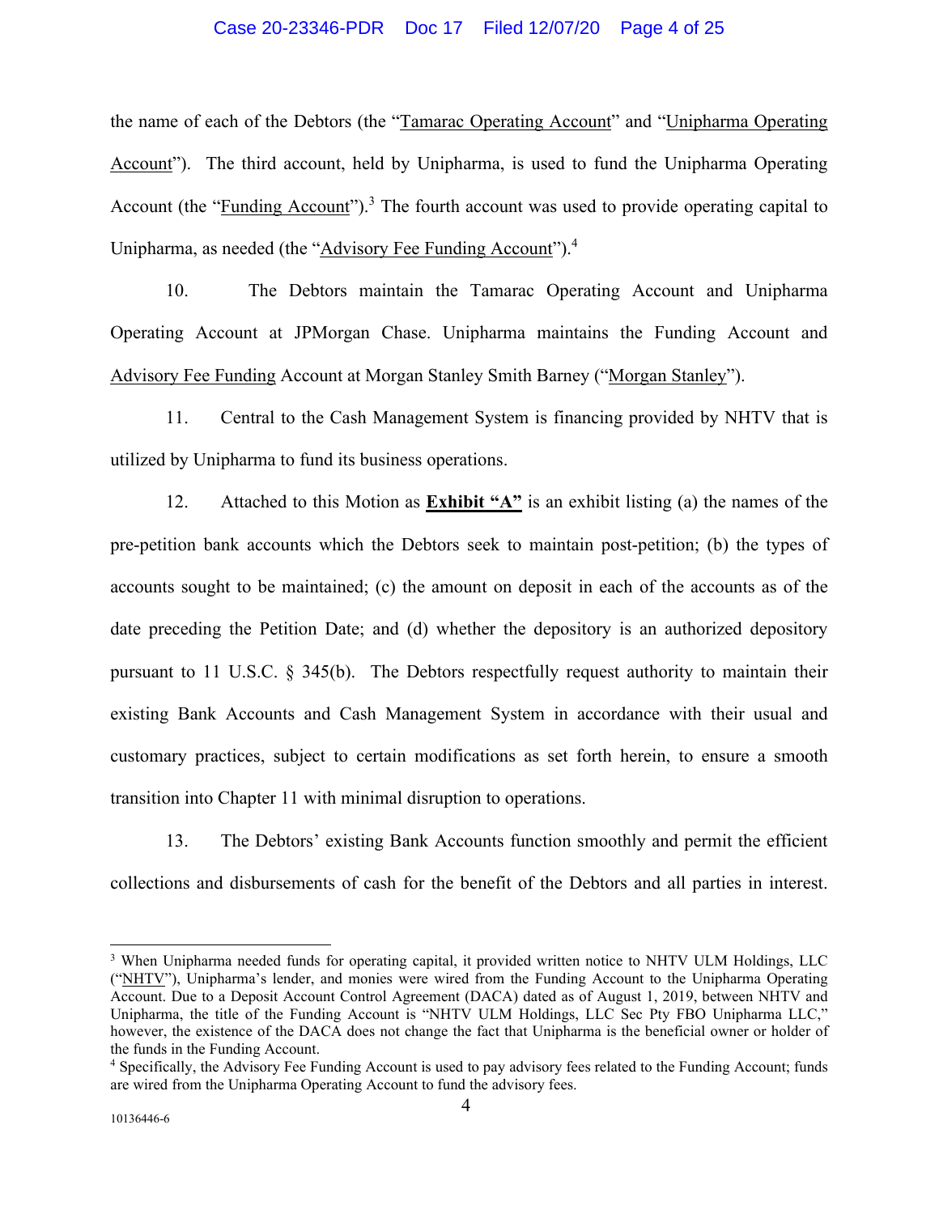the name of each of the Debtors (the "Tamarac Operating Account" and "Unipharma Operating Account"). The third account, held by Unipharma, is used to fund the Unipharma Operating Account (the "Funding Account").[3] The fourth account was used to provide operating capital to Unipharma, as needed (the "Advisory Fee Funding Account").[4]

10. The Debtors maintain the Tamarac Operating Account and Unipharma Operating Account at JPMorgan Chase. Unipharma maintains the Funding Account and Advisory Fee Funding Account at Morgan Stanley Smith Barney ("Morgan Stanley").

11. Central to the Cash Management System is financing provided by NHTV that is utilized by Unipharma to fund its business operations.

12. Attached to this Motion as **Exhibit "A"** is an exhibit listing (a) the names of the pre-petition bank accounts which the Debtors seek to maintain post-petition; (b) the types of accounts sought to be maintained; (c) the amount on deposit in each of the accounts as of the date preceding the Petition Date; and (d) whether the depository is an authorized depository pursuant to 11 U.S.C. § 345(b). The Debtors respectfully request authority to maintain their existing Bank Accounts and Cash Management System in accordance with their usual and customary practices, subject to certain modifications as set forth herein, to ensure a smooth transition into Chapter 11 with minimal disruption to operations.

13. The Debtors' existing Bank Accounts function smoothly and permit the efficient collections and disbursements of cash for the benefit of the Debtors and all parties in interest.

---

[3] When Unipharma needed funds for operating capital, it provided written notice to NHTV ULM Holdings, LLC ("NHTV"), Unipharma's lender, and monies were wired from the Funding Account to the Unipharma Operating Account. Due to a Deposit Account Control Agreement (DACA) dated as of August 1, 2019, between NHTV and Unipharma, the title of the Funding Account is "NHTV ULM Holdings, LLC Sec Pty FBO Unipharma LLC," however, the existence of the DACA does not change the fact that Unipharma is the beneficial owner or holder of the funds in the Funding Account.

[4] Specifically, the Advisory Fee Funding Account is used to pay advisory fees related to the Funding Account; funds are wired from the Unipharma Operating Account to fund the advisory fees.

10136446-6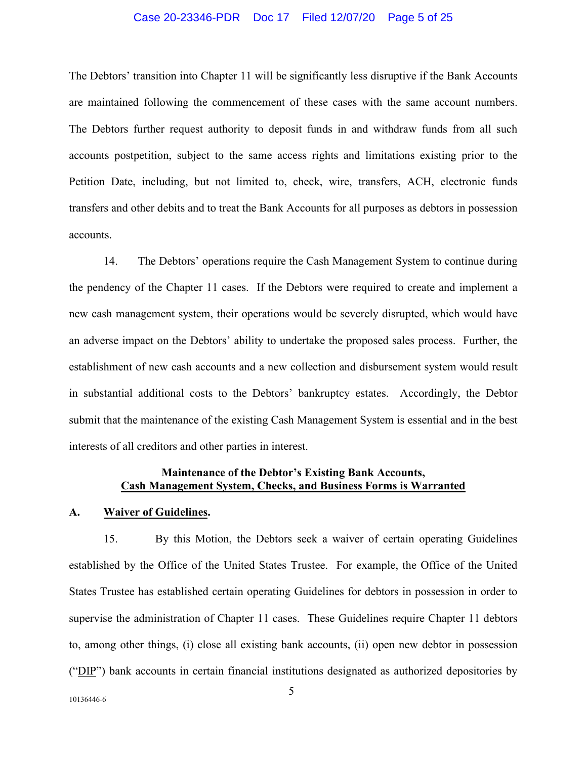The Debtors' transition into Chapter 11 will be significantly less disruptive if the Bank Accounts are maintained following the commencement of these cases with the same account numbers. The Debtors further request authority to deposit funds in and withdraw funds from all such accounts postpetition, subject to the same access rights and limitations existing prior to the Petition Date, including, but not limited to, check, wire, transfers, ACH, electronic funds transfers and other debits and to treat the Bank Accounts for all purposes as debtors in possession accounts.

14. The Debtors' operations require the Cash Management System to continue during the pendency of the Chapter 11 cases. If the Debtors were required to create and implement a new cash management system, their operations would be severely disrupted, which would have an adverse impact on the Debtors' ability to undertake the proposed sales process. Further, the establishment of new cash accounts and a new collection and disbursement system would result in substantial additional costs to the Debtors' bankruptcy estates. Accordingly, the Debtor submit that the maintenance of the existing Cash Management System is essential and in the best interests of all creditors and other parties in interest.

## Maintenance of the Debtor's Existing Bank Accounts, Cash Management System, Checks, and Business Forms is Warranted

### A. Waiver of Guidelines.

15. By this Motion, the Debtors seek a waiver of certain operating Guidelines established by the Office of the United States Trustee. For example, the Office of the United States Trustee has established certain operating Guidelines for debtors in possession in order to supervise the administration of Chapter 11 cases. These Guidelines require Chapter 11 debtors to, among other things, (i) close all existing bank accounts, (ii) open new debtor in possession ("DIP") bank accounts in certain financial institutions designated as authorized depositories by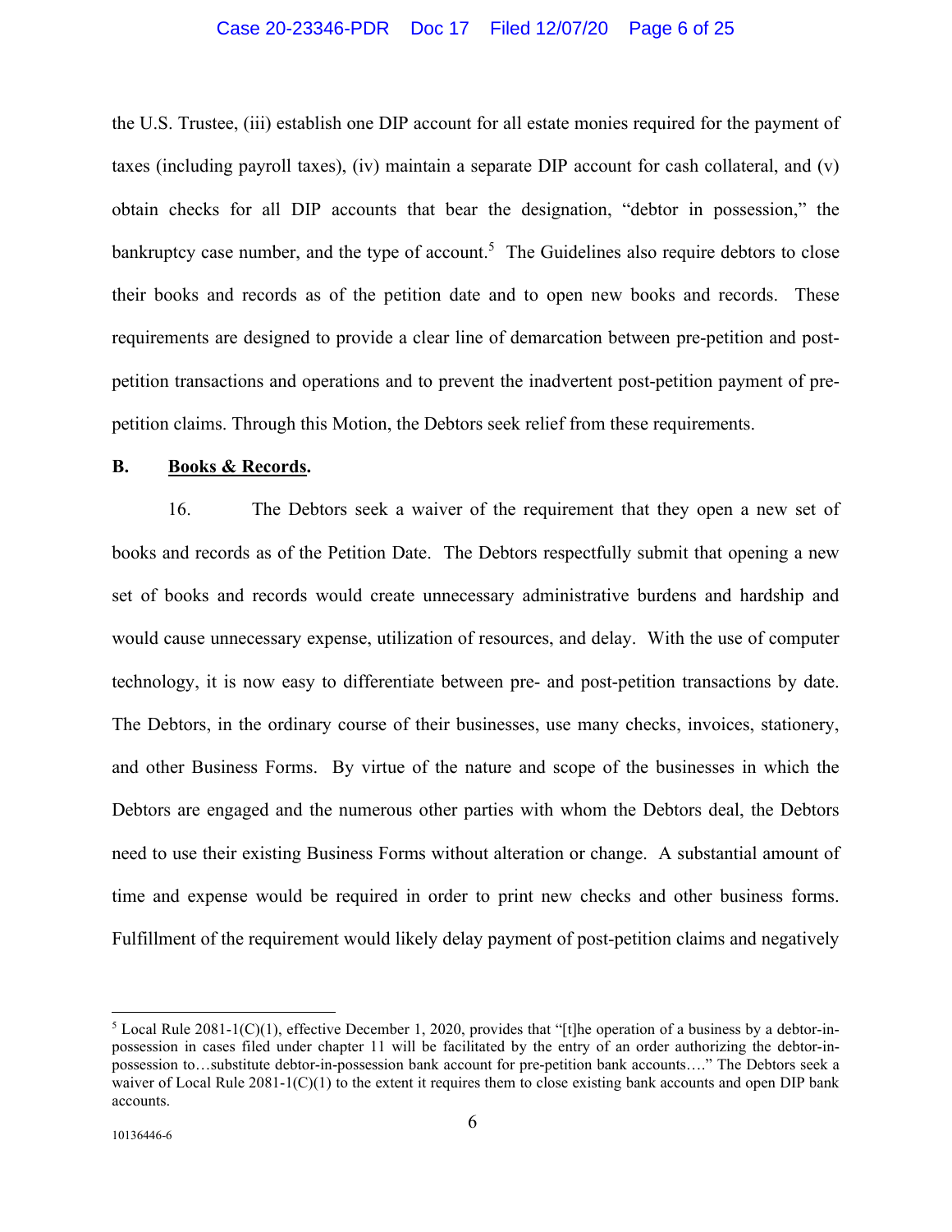the U.S. Trustee, (iii) establish one DIP account for all estate monies required for the payment of taxes (including payroll taxes), (iv) maintain a separate DIP account for cash collateral, and (v) obtain checks for all DIP accounts that bear the designation, "debtor in possession," the bankruptcy case number, and the type of account.[5] The Guidelines also require debtors to close their books and records as of the petition date and to open new books and records. These requirements are designed to provide a clear line of demarcation between pre-petition and post-petition transactions and operations and to prevent the inadvertent post-petition payment of pre-petition claims. Through this Motion, the Debtors seek relief from these requirements.

**B. Books & Records.**

16. The Debtors seek a waiver of the requirement that they open a new set of books and records as of the Petition Date. The Debtors respectfully submit that opening a new set of books and records would create unnecessary administrative burdens and hardship and would cause unnecessary expense, utilization of resources, and delay. With the use of computer technology, it is now easy to differentiate between pre- and post-petition transactions by date. The Debtors, in the ordinary course of their businesses, use many checks, invoices, stationery, and other Business Forms. By virtue of the nature and scope of the businesses in which the Debtors are engaged and the numerous other parties with whom the Debtors deal, the Debtors need to use their existing Business Forms without alteration or change. A substantial amount of time and expense would be required in order to print new checks and other business forms. Fulfillment of the requirement would likely delay payment of post-petition claims and negatively

---

[5] Local Rule 2081-1(C)(1), effective December 1, 2020, provides that "[t]he operation of a business by a debtor-in-possession in cases filed under chapter 11 will be facilitated by the entry of an order authorizing the debtor-in-possession to…substitute debtor-in-possession bank account for pre-petition bank accounts…." The Debtors seek a waiver of Local Rule 2081-1(C)(1) to the extent it requires them to close existing bank accounts and open DIP bank accounts.

10136446-6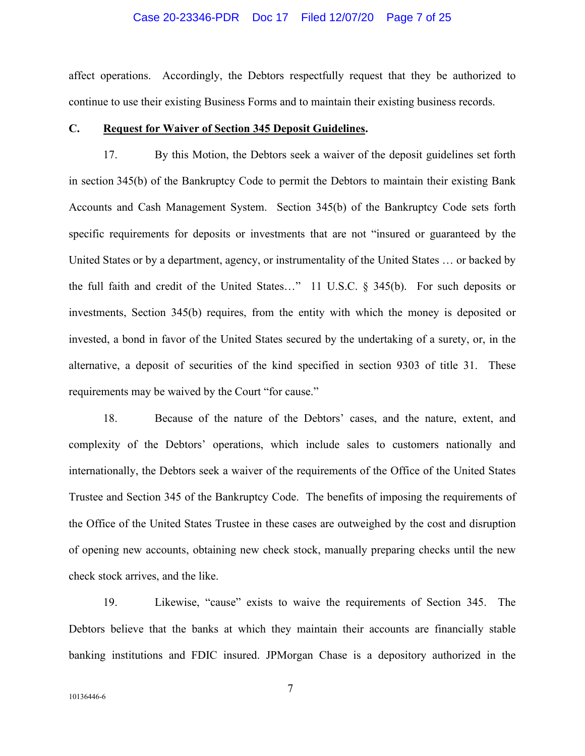affect operations. Accordingly, the Debtors respectfully request that they be authorized to continue to use their existing Business Forms and to maintain their existing business records.

**C. <u>Request for Waiver of Section 345 Deposit Guidelines</u>.**

17. By this Motion, the Debtors seek a waiver of the deposit guidelines set forth in section 345(b) of the Bankruptcy Code to permit the Debtors to maintain their existing Bank Accounts and Cash Management System. Section 345(b) of the Bankruptcy Code sets forth specific requirements for deposits or investments that are not "insured or guaranteed by the United States or by a department, agency, or instrumentality of the United States … or backed by the full faith and credit of the United States…" 11 U.S.C. § 345(b). For such deposits or investments, Section 345(b) requires, from the entity with which the money is deposited or invested, a bond in favor of the United States secured by the undertaking of a surety, or, in the alternative, a deposit of securities of the kind specified in section 9303 of title 31. These requirements may be waived by the Court "for cause."

18. Because of the nature of the Debtors' cases, and the nature, extent, and complexity of the Debtors' operations, which include sales to customers nationally and internationally, the Debtors seek a waiver of the requirements of the Office of the United States Trustee and Section 345 of the Bankruptcy Code. The benefits of imposing the requirements of the Office of the United States Trustee in these cases are outweighed by the cost and disruption of opening new accounts, obtaining new check stock, manually preparing checks until the new check stock arrives, and the like.

19. Likewise, "cause" exists to waive the requirements of Section 345. The Debtors believe that the banks at which they maintain their accounts are financially stable banking institutions and FDIC insured. JPMorgan Chase is a depository authorized in the

10136446-6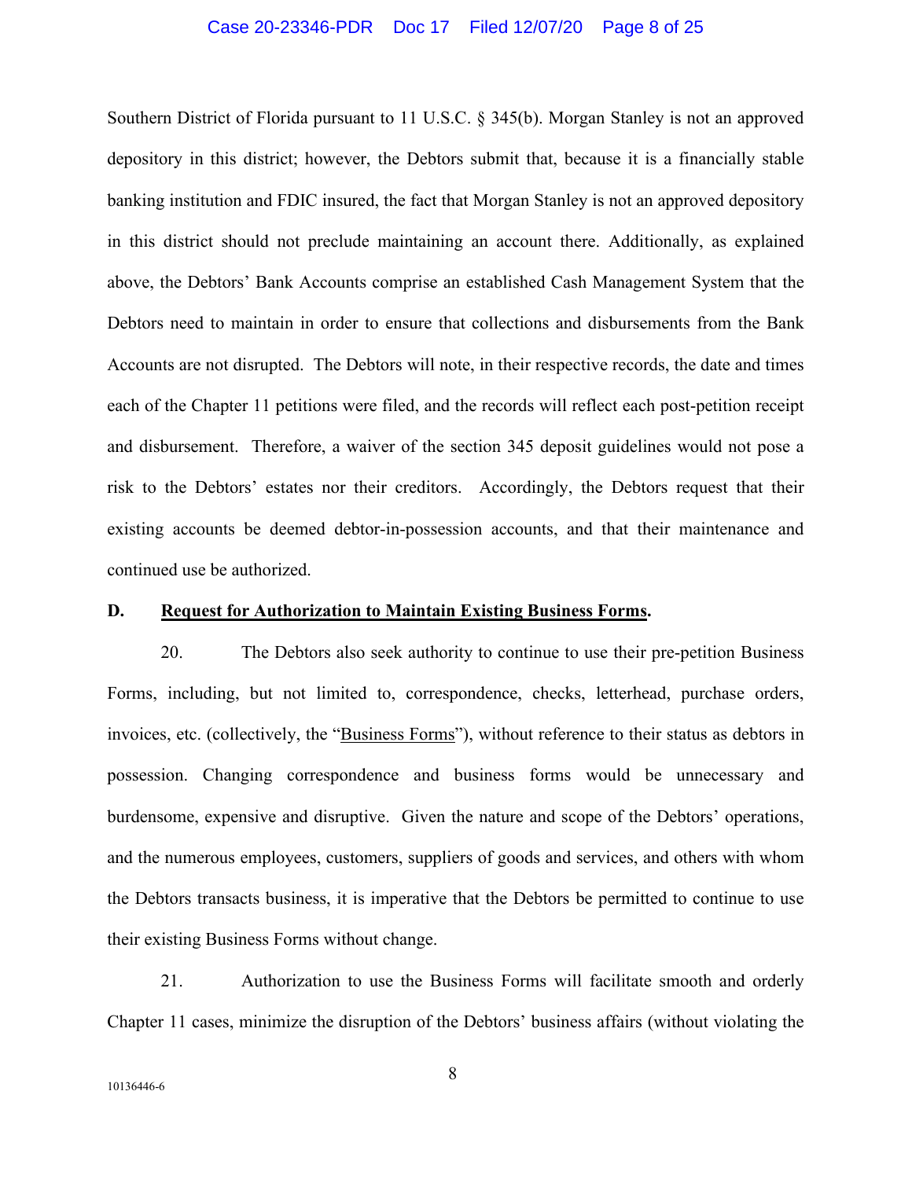Southern District of Florida pursuant to 11 U.S.C. § 345(b). Morgan Stanley is not an approved depository in this district; however, the Debtors submit that, because it is a financially stable banking institution and FDIC insured, the fact that Morgan Stanley is not an approved depository in this district should not preclude maintaining an account there. Additionally, as explained above, the Debtors' Bank Accounts comprise an established Cash Management System that the Debtors need to maintain in order to ensure that collections and disbursements from the Bank Accounts are not disrupted. The Debtors will note, in their respective records, the date and times each of the Chapter 11 petitions were filed, and the records will reflect each post-petition receipt and disbursement. Therefore, a waiver of the section 345 deposit guidelines would not pose a risk to the Debtors' estates nor their creditors. Accordingly, the Debtors request that their existing accounts be deemed debtor-in-possession accounts, and that their maintenance and continued use be authorized.

**D. <u>Request for Authorization to Maintain Existing Business Forms</u>.**

20. The Debtors also seek authority to continue to use their pre-petition Business Forms, including, but not limited to, correspondence, checks, letterhead, purchase orders, invoices, etc. (collectively, the "<u>Business Forms</u>"), without reference to their status as debtors in possession. Changing correspondence and business forms would be unnecessary and burdensome, expensive and disruptive. Given the nature and scope of the Debtors' operations, and the numerous employees, customers, suppliers of goods and services, and others with whom the Debtors transacts business, it is imperative that the Debtors be permitted to continue to use their existing Business Forms without change.

21. Authorization to use the Business Forms will facilitate smooth and orderly Chapter 11 cases, minimize the disruption of the Debtors' business affairs (without violating the

10136446-6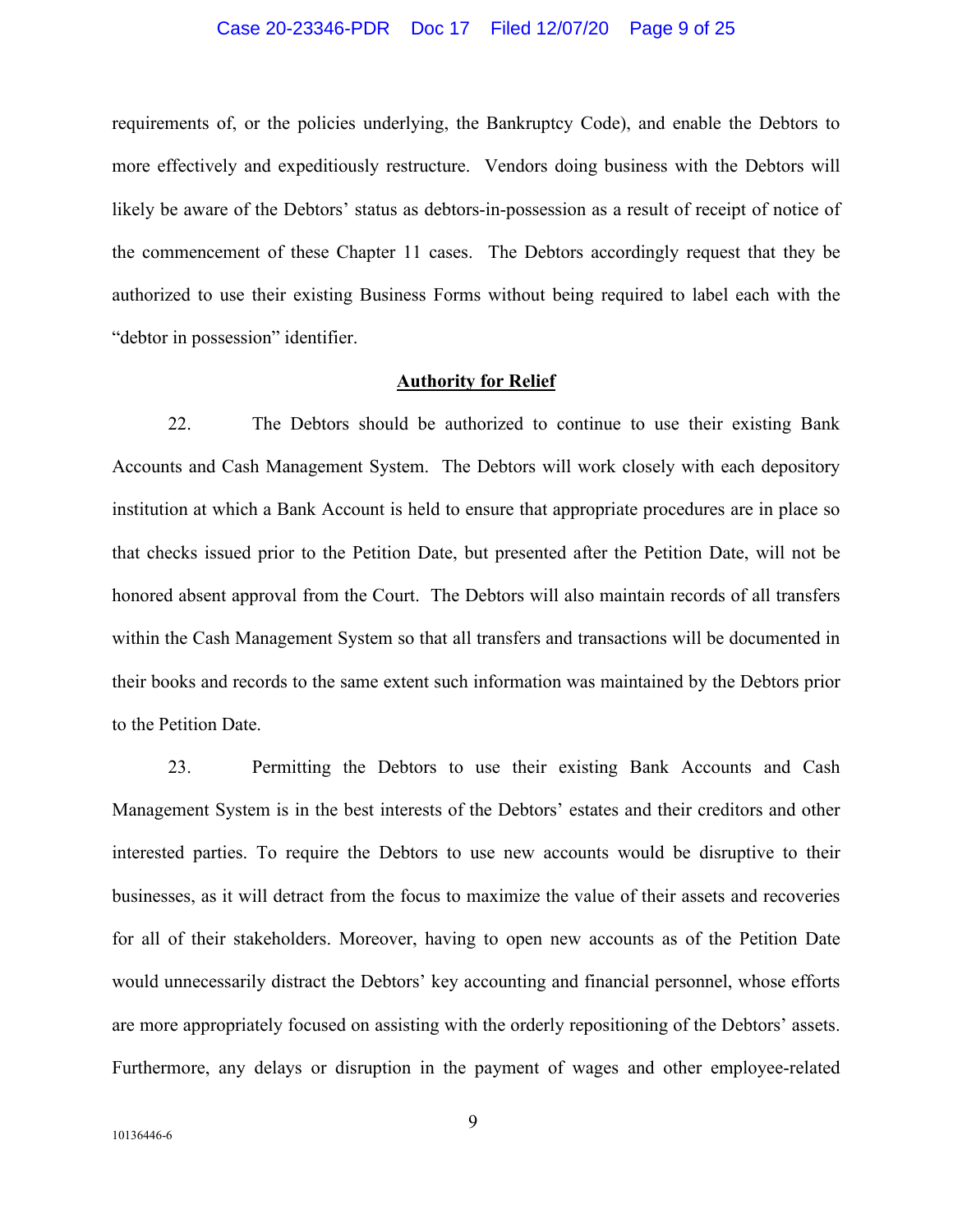requirements of, or the policies underlying, the Bankruptcy Code), and enable the Debtors to more effectively and expeditiously restructure. Vendors doing business with the Debtors will likely be aware of the Debtors' status as debtors-in-possession as a result of receipt of notice of the commencement of these Chapter 11 cases. The Debtors accordingly request that they be authorized to use their existing Business Forms without being required to label each with the "debtor in possession" identifier.

## Authority for Relief

22. The Debtors should be authorized to continue to use their existing Bank Accounts and Cash Management System. The Debtors will work closely with each depository institution at which a Bank Account is held to ensure that appropriate procedures are in place so that checks issued prior to the Petition Date, but presented after the Petition Date, will not be honored absent approval from the Court. The Debtors will also maintain records of all transfers within the Cash Management System so that all transfers and transactions will be documented in their books and records to the same extent such information was maintained by the Debtors prior to the Petition Date.

23. Permitting the Debtors to use their existing Bank Accounts and Cash Management System is in the best interests of the Debtors' estates and their creditors and other interested parties. To require the Debtors to use new accounts would be disruptive to their businesses, as it will detract from the focus to maximize the value of their assets and recoveries for all of their stakeholders. Moreover, having to open new accounts as of the Petition Date would unnecessarily distract the Debtors' key accounting and financial personnel, whose efforts are more appropriately focused on assisting with the orderly repositioning of the Debtors' assets. Furthermore, any delays or disruption in the payment of wages and other employee-related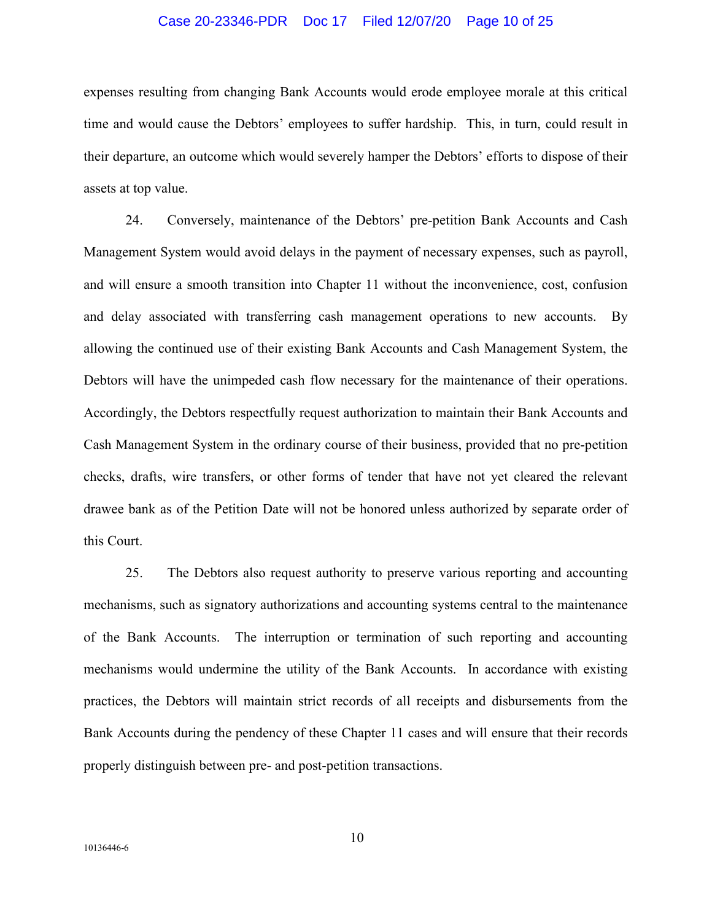expenses resulting from changing Bank Accounts would erode employee morale at this critical time and would cause the Debtors' employees to suffer hardship. This, in turn, could result in their departure, an outcome which would severely hamper the Debtors' efforts to dispose of their assets at top value.

24. Conversely, maintenance of the Debtors' pre-petition Bank Accounts and Cash Management System would avoid delays in the payment of necessary expenses, such as payroll, and will ensure a smooth transition into Chapter 11 without the inconvenience, cost, confusion and delay associated with transferring cash management operations to new accounts. By allowing the continued use of their existing Bank Accounts and Cash Management System, the Debtors will have the unimpeded cash flow necessary for the maintenance of their operations. Accordingly, the Debtors respectfully request authorization to maintain their Bank Accounts and Cash Management System in the ordinary course of their business, provided that no pre-petition checks, drafts, wire transfers, or other forms of tender that have not yet cleared the relevant drawee bank as of the Petition Date will not be honored unless authorized by separate order of this Court.

25. The Debtors also request authority to preserve various reporting and accounting mechanisms, such as signatory authorizations and accounting systems central to the maintenance of the Bank Accounts. The interruption or termination of such reporting and accounting mechanisms would undermine the utility of the Bank Accounts. In accordance with existing practices, the Debtors will maintain strict records of all receipts and disbursements from the Bank Accounts during the pendency of these Chapter 11 cases and will ensure that their records properly distinguish between pre- and post-petition transactions.

10136446-6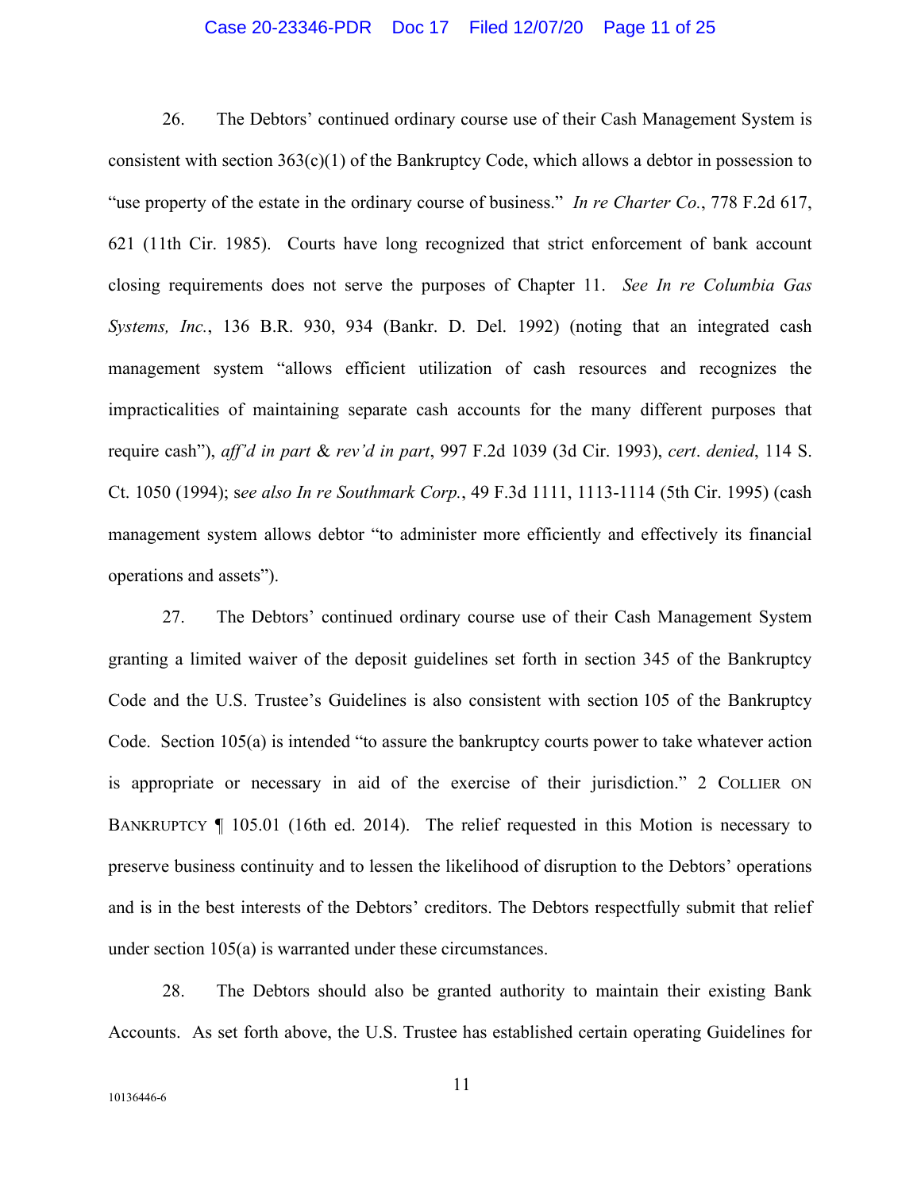26. The Debtors' continued ordinary course use of their Cash Management System is consistent with section 363(c)(1) of the Bankruptcy Code, which allows a debtor in possession to "use property of the estate in the ordinary course of business." *In re Charter Co.*, 778 F.2d 617, 621 (11th Cir. 1985). Courts have long recognized that strict enforcement of bank account closing requirements does not serve the purposes of Chapter 11. *See In re Columbia Gas Systems, Inc.*, 136 B.R. 930, 934 (Bankr. D. Del. 1992) (noting that an integrated cash management system "allows efficient utilization of cash resources and recognizes the impracticalities of maintaining separate cash accounts for the many different purposes that require cash"), *aff'd in part & rev'd in part*, 997 F.2d 1039 (3d Cir. 1993), *cert. denied*, 114 S. Ct. 1050 (1994); s*ee also In re Southmark Corp.*, 49 F.3d 1111, 1113-1114 (5th Cir. 1995) (cash management system allows debtor "to administer more efficiently and effectively its financial operations and assets").

27. The Debtors' continued ordinary course use of their Cash Management System granting a limited waiver of the deposit guidelines set forth in section 345 of the Bankruptcy Code and the U.S. Trustee's Guidelines is also consistent with section 105 of the Bankruptcy Code. Section 105(a) is intended "to assure the bankruptcy courts power to take whatever action is appropriate or necessary in aid of the exercise of their jurisdiction." 2 COLLIER ON BANKRUPTCY ¶ 105.01 (16th ed. 2014). The relief requested in this Motion is necessary to preserve business continuity and to lessen the likelihood of disruption to the Debtors' operations and is in the best interests of the Debtors' creditors. The Debtors respectfully submit that relief under section 105(a) is warranted under these circumstances.

28. The Debtors should also be granted authority to maintain their existing Bank Accounts. As set forth above, the U.S. Trustee has established certain operating Guidelines for

10136446-6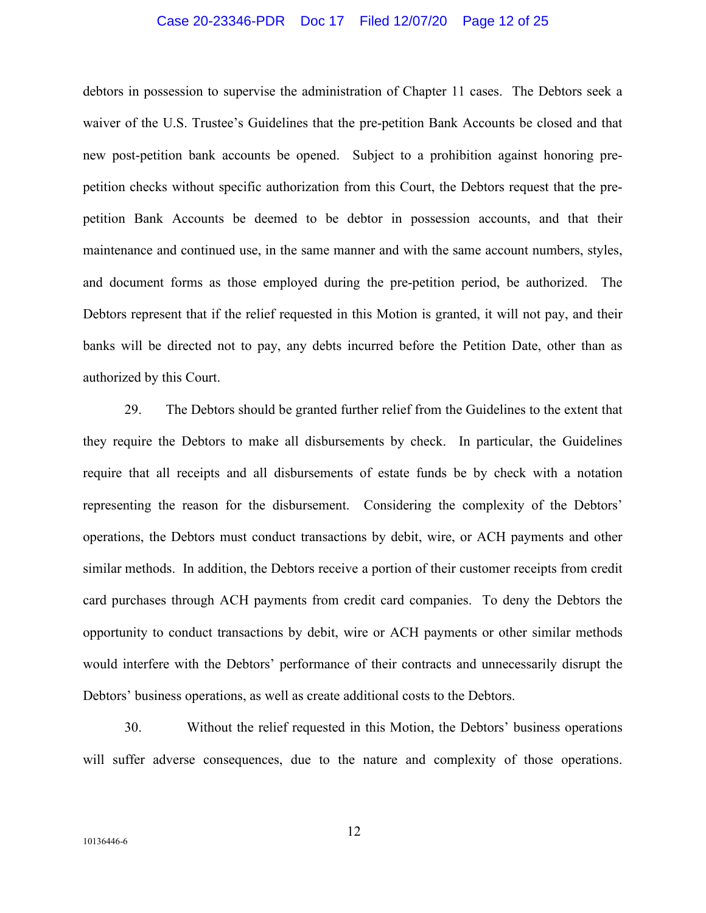debtors in possession to supervise the administration of Chapter 11 cases. The Debtors seek a waiver of the U.S. Trustee's Guidelines that the pre-petition Bank Accounts be closed and that new post-petition bank accounts be opened. Subject to a prohibition against honoring pre-petition checks without specific authorization from this Court, the Debtors request that the pre-petition Bank Accounts be deemed to be debtor in possession accounts, and that their maintenance and continued use, in the same manner and with the same account numbers, styles, and document forms as those employed during the pre-petition period, be authorized. The Debtors represent that if the relief requested in this Motion is granted, it will not pay, and their banks will be directed not to pay, any debts incurred before the Petition Date, other than as authorized by this Court.

29. The Debtors should be granted further relief from the Guidelines to the extent that they require the Debtors to make all disbursements by check. In particular, the Guidelines require that all receipts and all disbursements of estate funds be by check with a notation representing the reason for the disbursement. Considering the complexity of the Debtors' operations, the Debtors must conduct transactions by debit, wire, or ACH payments and other similar methods. In addition, the Debtors receive a portion of their customer receipts from credit card purchases through ACH payments from credit card companies. To deny the Debtors the opportunity to conduct transactions by debit, wire or ACH payments or other similar methods would interfere with the Debtors' performance of their contracts and unnecessarily disrupt the Debtors' business operations, as well as create additional costs to the Debtors.

30. Without the relief requested in this Motion, the Debtors' business operations will suffer adverse consequences, due to the nature and complexity of those operations.

10136446-6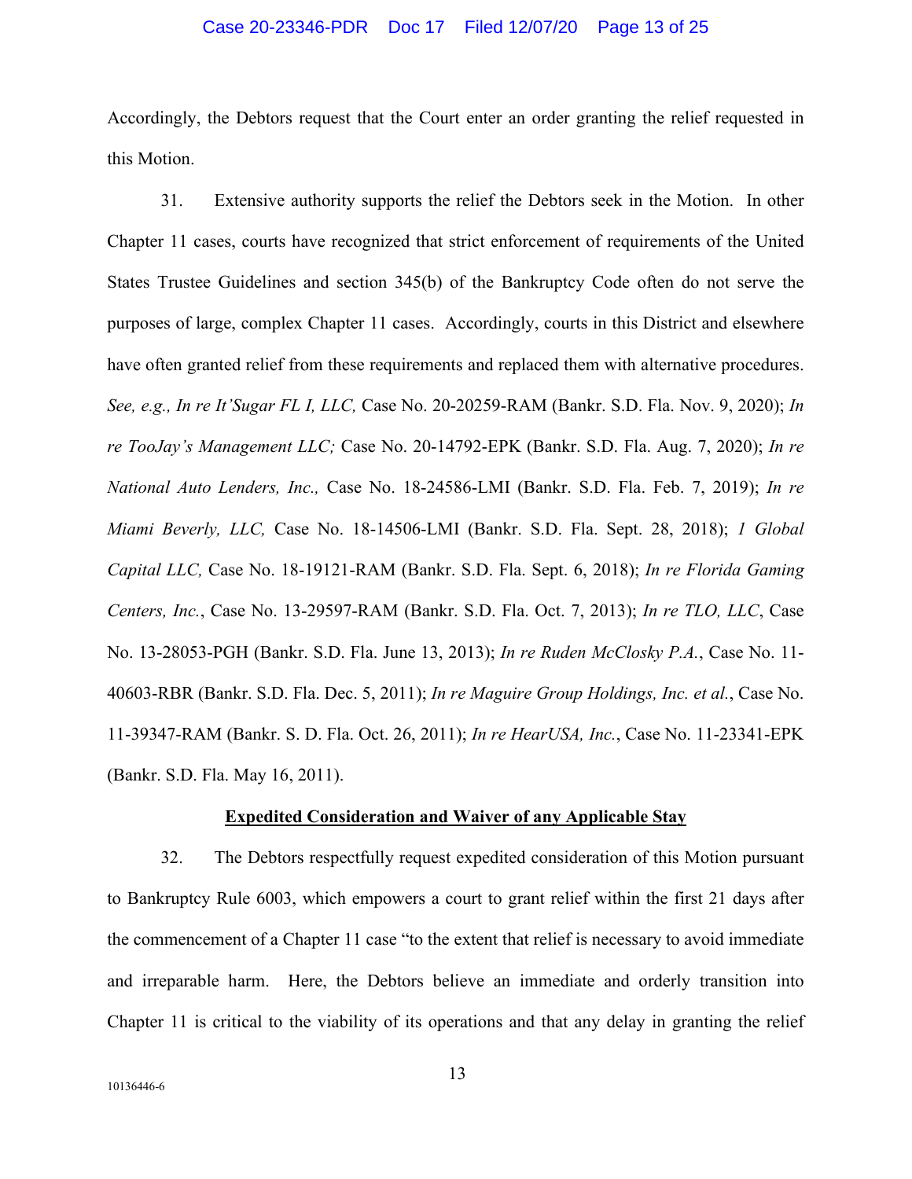Accordingly, the Debtors request that the Court enter an order granting the relief requested in this Motion.

31. Extensive authority supports the relief the Debtors seek in the Motion. In other Chapter 11 cases, courts have recognized that strict enforcement of requirements of the United States Trustee Guidelines and section 345(b) of the Bankruptcy Code often do not serve the purposes of large, complex Chapter 11 cases. Accordingly, courts in this District and elsewhere have often granted relief from these requirements and replaced them with alternative procedures. *See, e.g., In re It'Sugar FL I, LLC,* Case No. 20-20259-RAM (Bankr. S.D. Fla. Nov. 9, 2020); *In re TooJay's Management LLC;* Case No. 20-14792-EPK (Bankr. S.D. Fla. Aug. 7, 2020); *In re National Auto Lenders, Inc.,* Case No. 18-24586-LMI (Bankr. S.D. Fla. Feb. 7, 2019); *In re Miami Beverly, LLC,* Case No. 18-14506-LMI (Bankr. S.D. Fla. Sept. 28, 2018); *1 Global Capital LLC,* Case No. 18-19121-RAM (Bankr. S.D. Fla. Sept. 6, 2018); *In re Florida Gaming Centers, Inc.*, Case No. 13-29597-RAM (Bankr. S.D. Fla. Oct. 7, 2013); *In re TLO, LLC*, Case No. 13-28053-PGH (Bankr. S.D. Fla. June 13, 2013); *In re Ruden McClosky P.A.*, Case No. 11-40603-RBR (Bankr. S.D. Fla. Dec. 5, 2011); *In re Maguire Group Holdings, Inc. et al.*, Case No. 11-39347-RAM (Bankr. S. D. Fla. Oct. 26, 2011); *In re HearUSA, Inc.*, Case No. 11-23341-EPK (Bankr. S.D. Fla. May 16, 2011).

**Expedited Consideration and Waiver of any Applicable Stay**

32. The Debtors respectfully request expedited consideration of this Motion pursuant to Bankruptcy Rule 6003, which empowers a court to grant relief within the first 21 days after the commencement of a Chapter 11 case "to the extent that relief is necessary to avoid immediate and irreparable harm. Here, the Debtors believe an immediate and orderly transition into Chapter 11 is critical to the viability of its operations and that any delay in granting the relief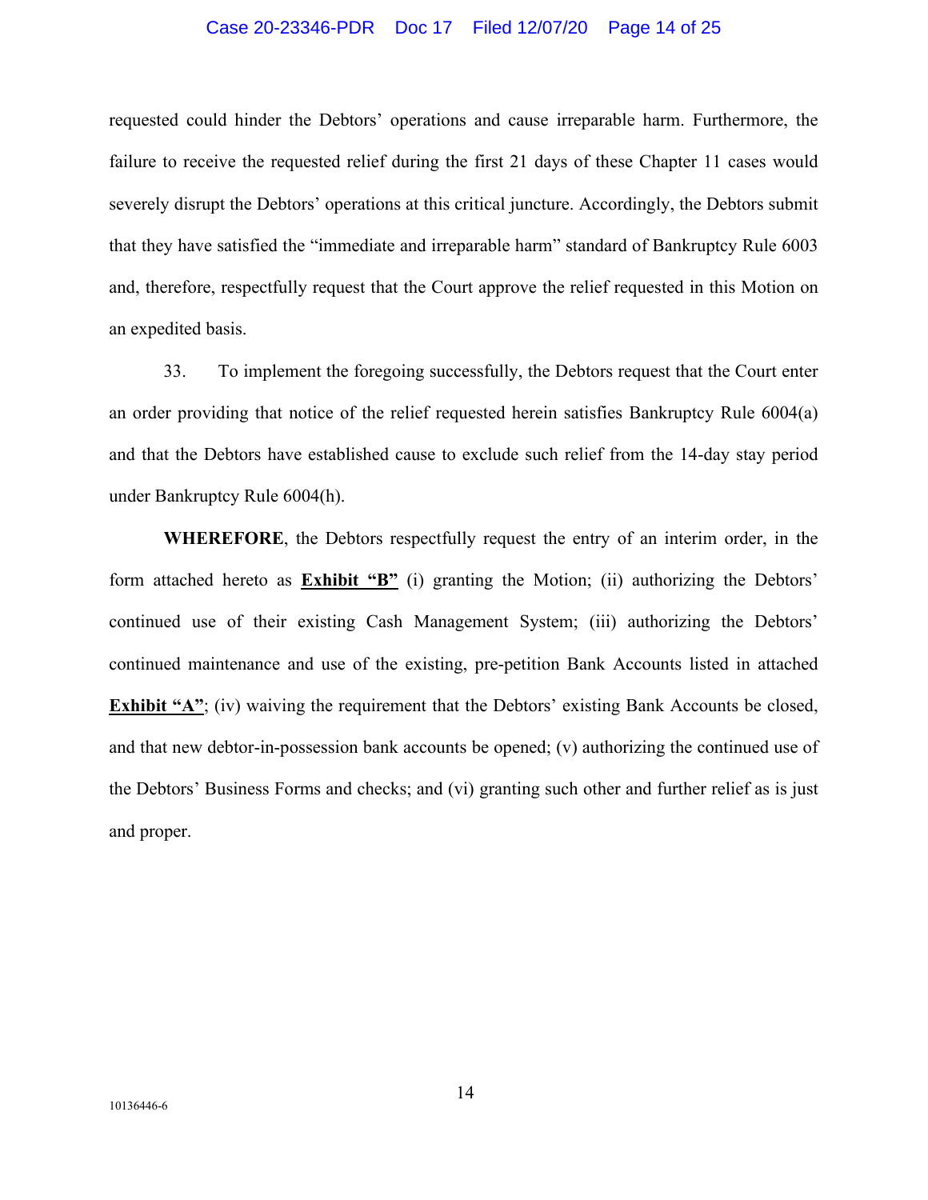requested could hinder the Debtors' operations and cause irreparable harm. Furthermore, the failure to receive the requested relief during the first 21 days of these Chapter 11 cases would severely disrupt the Debtors' operations at this critical juncture. Accordingly, the Debtors submit that they have satisfied the "immediate and irreparable harm" standard of Bankruptcy Rule 6003 and, therefore, respectfully request that the Court approve the relief requested in this Motion on an expedited basis.

33. To implement the foregoing successfully, the Debtors request that the Court enter an order providing that notice of the relief requested herein satisfies Bankruptcy Rule 6004(a) and that the Debtors have established cause to exclude such relief from the 14-day stay period under Bankruptcy Rule 6004(h).

**WHEREFORE**, the Debtors respectfully request the entry of an interim order, in the form attached hereto as **Exhibit "B"** (i) granting the Motion; (ii) authorizing the Debtors' continued use of their existing Cash Management System; (iii) authorizing the Debtors' continued maintenance and use of the existing, pre-petition Bank Accounts listed in attached **Exhibit "A"**; (iv) waiving the requirement that the Debtors' existing Bank Accounts be closed, and that new debtor-in-possession bank accounts be opened; (v) authorizing the continued use of the Debtors' Business Forms and checks; and (vi) granting such other and further relief as is just and proper.

10136446-6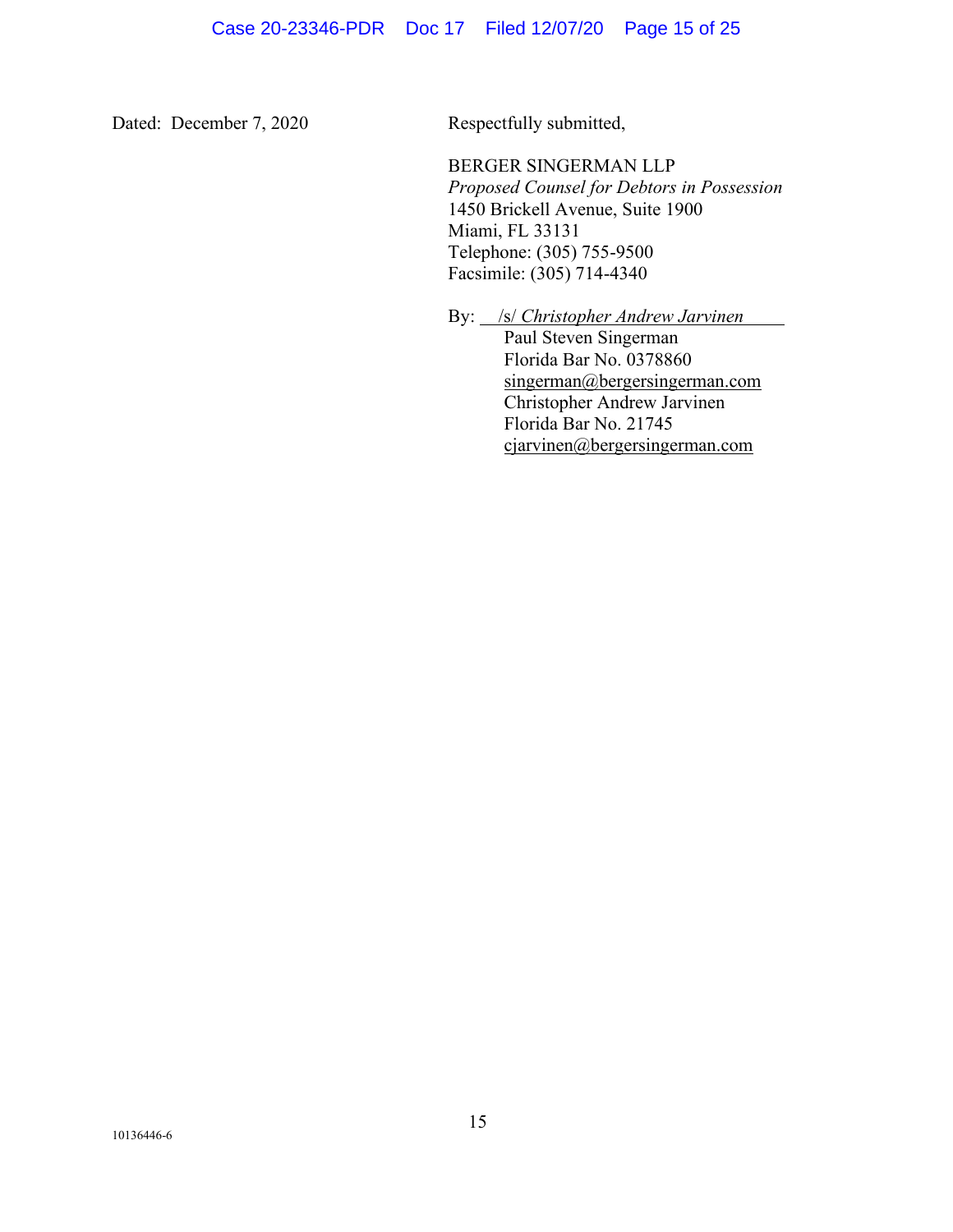Dated: December 7, 2020

Respectfully submitted,

BERGER SINGERMAN LLP
*Proposed Counsel for Debtors in Possession*
1450 Brickell Avenue, Suite 1900
Miami, FL 33131
Telephone: (305) 755-9500
Facsimile: (305) 714-4340

By: /s/ *Christopher Andrew Jarvinen*
Paul Steven Singerman
Florida Bar No. 0378860
singerman@bergersingerman.com
Christopher Andrew Jarvinen
Florida Bar No. 21745
cjarvinen@bergersingerman.com

10136446-6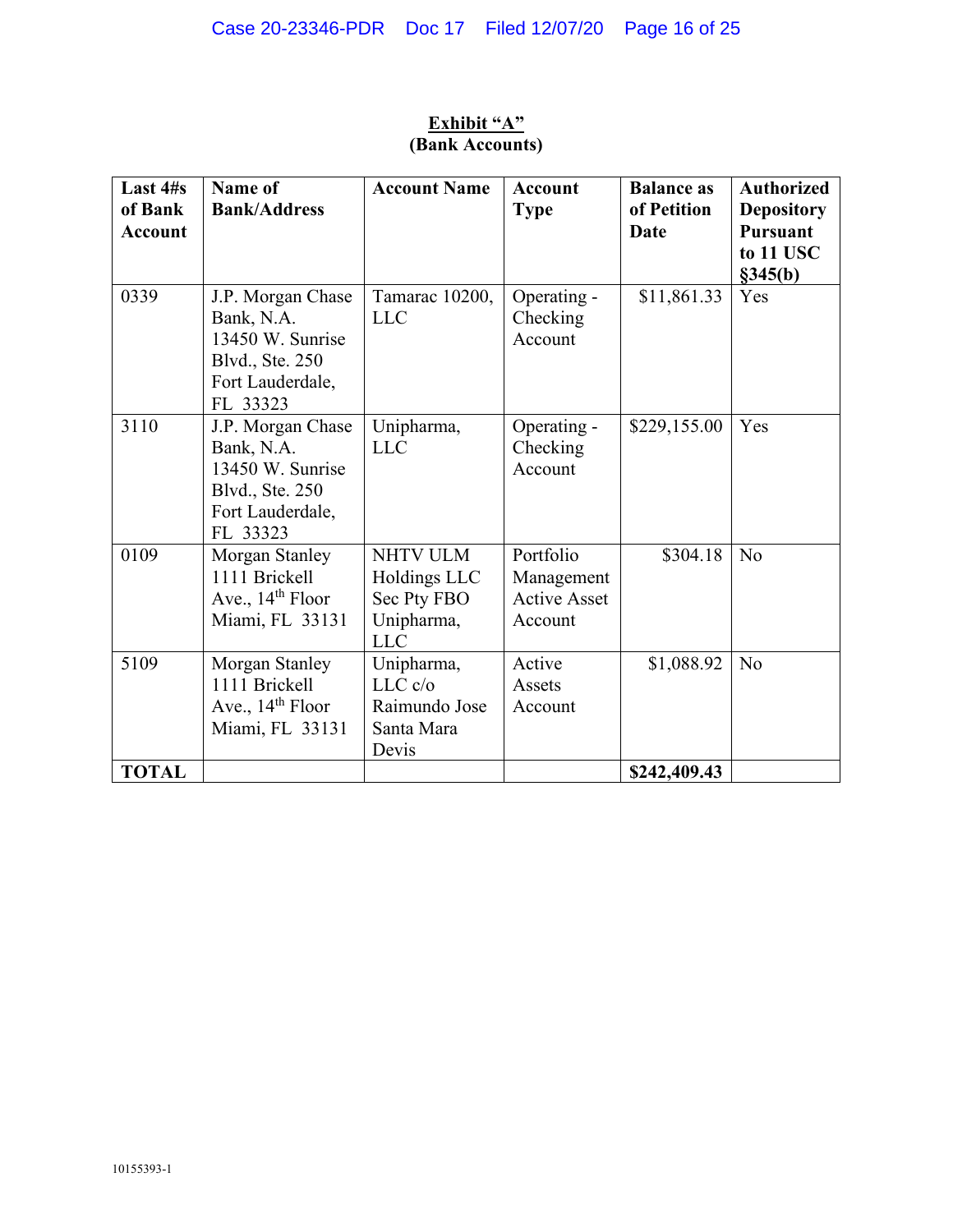**Exhibit "A"**
**(Bank Accounts)**

| Last 4#s of Bank Account | Name of Bank/Address | Account Name | Account Type | Balance as of Petition Date | Authorized Depository Pursuant to 11 USC §345(b) |
|---|---|---|---|---|---|
| 0339 | J.P. Morgan Chase Bank, N.A. 13450 W. Sunrise Blvd., Ste. 250 Fort Lauderdale, FL 33323 | Tamarac 10200, LLC | Operating - Checking Account | $11,861.33 | Yes |
| 3110 | J.P. Morgan Chase Bank, N.A. 13450 W. Sunrise Blvd., Ste. 250 Fort Lauderdale, FL 33323 | Unipharma, LLC | Operating - Checking Account | $229,155.00 | Yes |
| 0109 | Morgan Stanley 1111 Brickell Ave., 14th Floor Miami, FL 33131 | NHTV ULM Holdings LLC Sec Pty FBO Unipharma, LLC | Portfolio Management Active Asset Account | $304.18 | No |
| 5109 | Morgan Stanley 1111 Brickell Ave., 14th Floor Miami, FL 33131 | Unipharma, LLC c/o Raimundo Jose Santa Mara Devis | Active Assets Account | $1,088.92 | No |
| **TOTAL** | | | | **$242,409.43** | |

10155393-1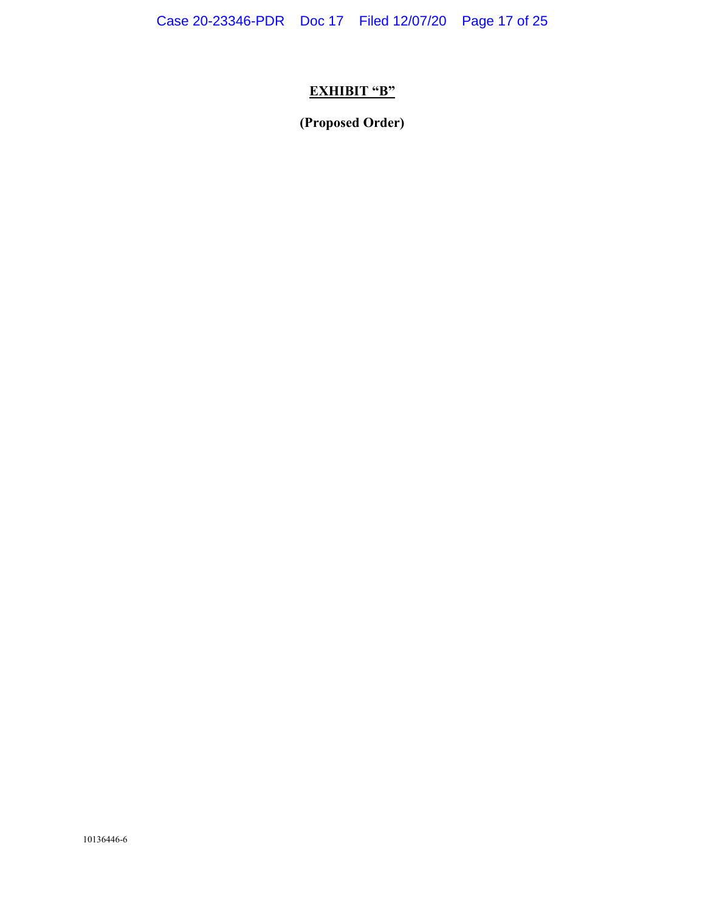**EXHIBIT "B"**

**(Proposed Order)**

10136446-6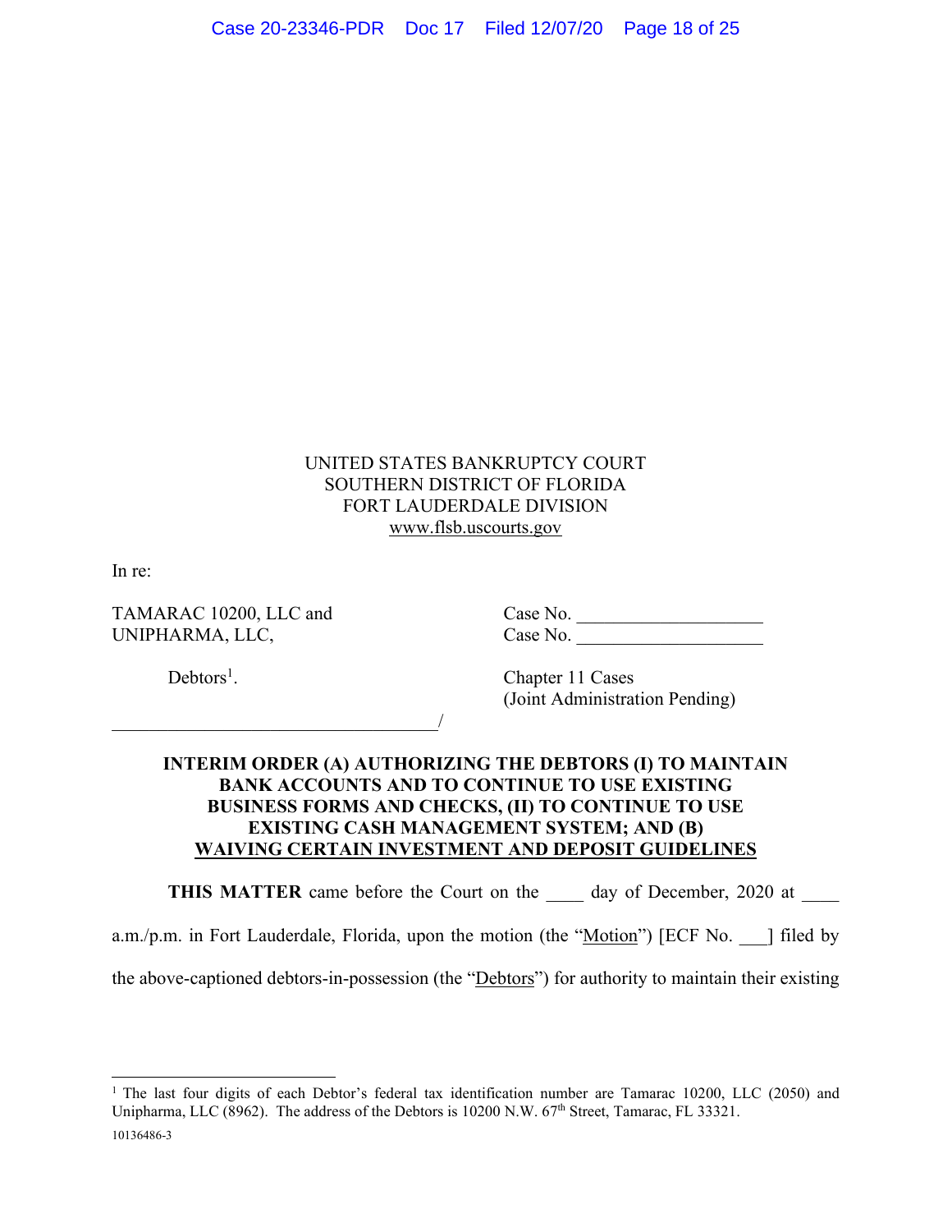UNITED STATES BANKRUPTCY COURT
SOUTHERN DISTRICT OF FLORIDA
FORT LAUDERDALE DIVISION
www.flsb.uscourts.gov

In re:

TAMARAC 10200, LLC and
UNIPHARMA, LLC,

Debtors[1].

Case No. ____________________
Case No. ____________________

Chapter 11 Cases
(Joint Administration Pending)

___________________________________/

**INTERIM ORDER (A) AUTHORIZING THE DEBTORS (I) TO MAINTAIN BANK ACCOUNTS AND TO CONTINUE TO USE EXISTING BUSINESS FORMS AND CHECKS, (II) TO CONTINUE TO USE EXISTING CASH MANAGEMENT SYSTEM; AND (B) WAIVING CERTAIN INVESTMENT AND DEPOSIT GUIDELINES**

**THIS MATTER** came before the Court on the ____ day of December, 2020 at ____ a.m./p.m. in Fort Lauderdale, Florida, upon the motion (the "Motion") [ECF No. ___] filed by the above-captioned debtors-in-possession (the "Debtors") for authority to maintain their existing

---

[1] The last four digits of each Debtor's federal tax identification number are Tamarac 10200, LLC (2050) and Unipharma, LLC (8962). The address of the Debtors is 10200 N.W. 67th Street, Tamarac, FL 33321.

10136486-3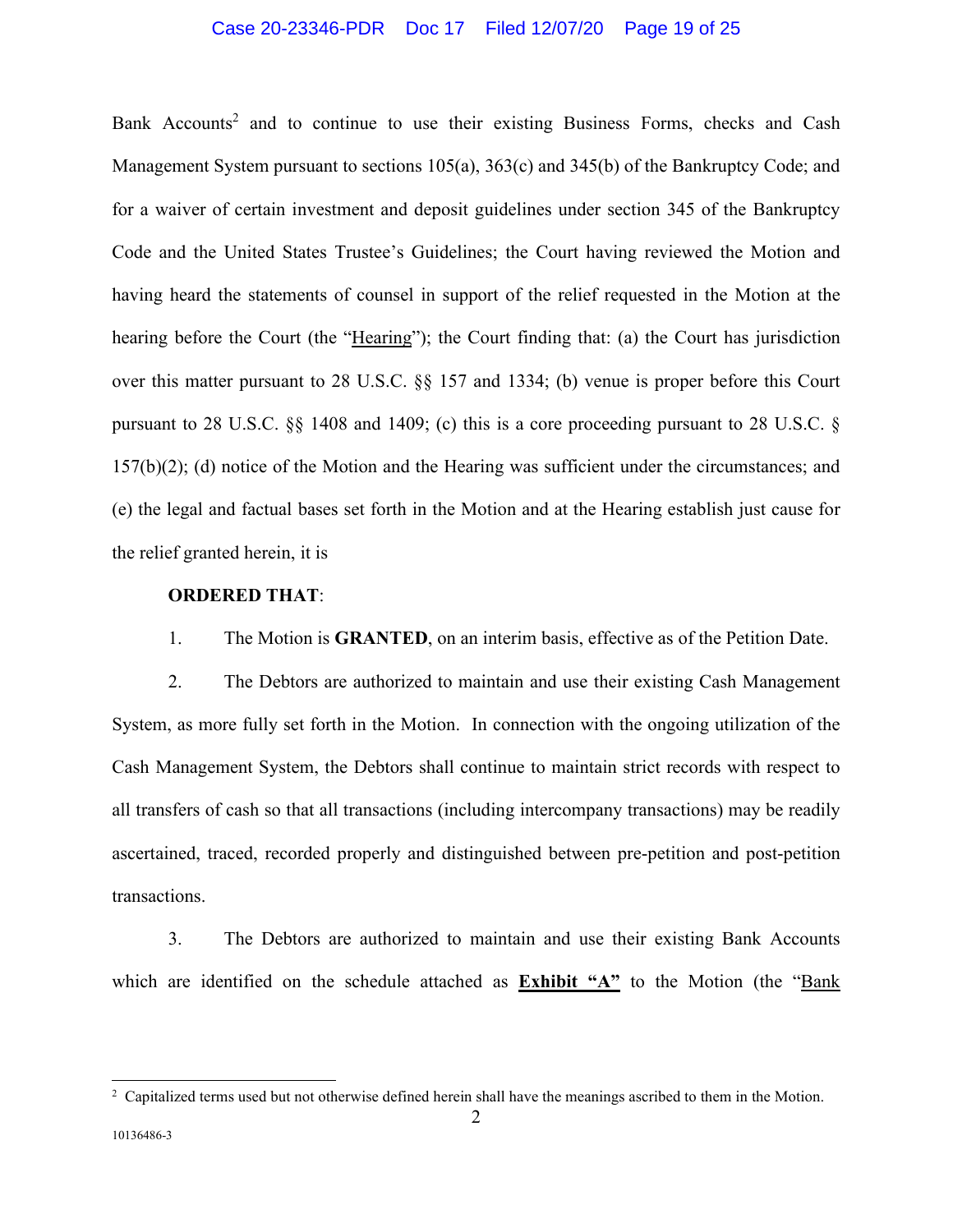Bank Accounts[2] and to continue to use their existing Business Forms, checks and Cash Management System pursuant to sections 105(a), 363(c) and 345(b) of the Bankruptcy Code; and for a waiver of certain investment and deposit guidelines under section 345 of the Bankruptcy Code and the United States Trustee's Guidelines; the Court having reviewed the Motion and having heard the statements of counsel in support of the relief requested in the Motion at the hearing before the Court (the "Hearing"); the Court finding that: (a) the Court has jurisdiction over this matter pursuant to 28 U.S.C. §§ 157 and 1334; (b) venue is proper before this Court pursuant to 28 U.S.C. §§ 1408 and 1409; (c) this is a core proceeding pursuant to 28 U.S.C. § 157(b)(2); (d) notice of the Motion and the Hearing was sufficient under the circumstances; and (e) the legal and factual bases set forth in the Motion and at the Hearing establish just cause for the relief granted herein, it is

**ORDERED THAT**:

1. The Motion is **GRANTED**, on an interim basis, effective as of the Petition Date.

2. The Debtors are authorized to maintain and use their existing Cash Management System, as more fully set forth in the Motion. In connection with the ongoing utilization of the Cash Management System, the Debtors shall continue to maintain strict records with respect to all transfers of cash so that all transactions (including intercompany transactions) may be readily ascertained, traced, recorded properly and distinguished between pre-petition and post-petition transactions.

3. The Debtors are authorized to maintain and use their existing Bank Accounts which are identified on the schedule attached as **Exhibit "A"** to the Motion (the "Bank

[2] Capitalized terms used but not otherwise defined herein shall have the meanings ascribed to them in the Motion.

10136486-3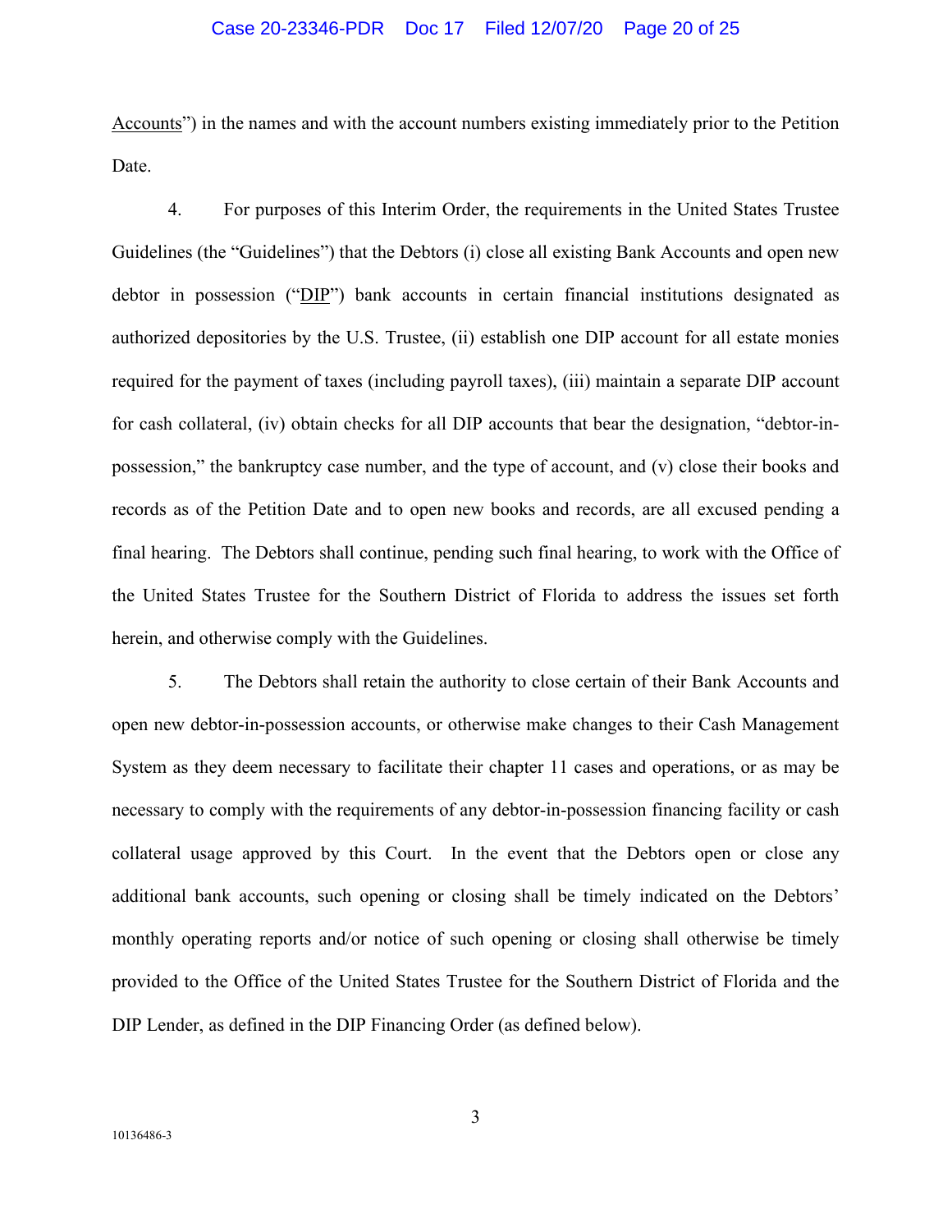Accounts") in the names and with the account numbers existing immediately prior to the Petition Date.

4. For purposes of this Interim Order, the requirements in the United States Trustee Guidelines (the "Guidelines") that the Debtors (i) close all existing Bank Accounts and open new debtor in possession ("DIP") bank accounts in certain financial institutions designated as authorized depositories by the U.S. Trustee, (ii) establish one DIP account for all estate monies required for the payment of taxes (including payroll taxes), (iii) maintain a separate DIP account for cash collateral, (iv) obtain checks for all DIP accounts that bear the designation, "debtor-in-possession," the bankruptcy case number, and the type of account, and (v) close their books and records as of the Petition Date and to open new books and records, are all excused pending a final hearing. The Debtors shall continue, pending such final hearing, to work with the Office of the United States Trustee for the Southern District of Florida to address the issues set forth herein, and otherwise comply with the Guidelines.

5. The Debtors shall retain the authority to close certain of their Bank Accounts and open new debtor-in-possession accounts, or otherwise make changes to their Cash Management System as they deem necessary to facilitate their chapter 11 cases and operations, or as may be necessary to comply with the requirements of any debtor-in-possession financing facility or cash collateral usage approved by this Court. In the event that the Debtors open or close any additional bank accounts, such opening or closing shall be timely indicated on the Debtors' monthly operating reports and/or notice of such opening or closing shall otherwise be timely provided to the Office of the United States Trustee for the Southern District of Florida and the DIP Lender, as defined in the DIP Financing Order (as defined below).

10136486-3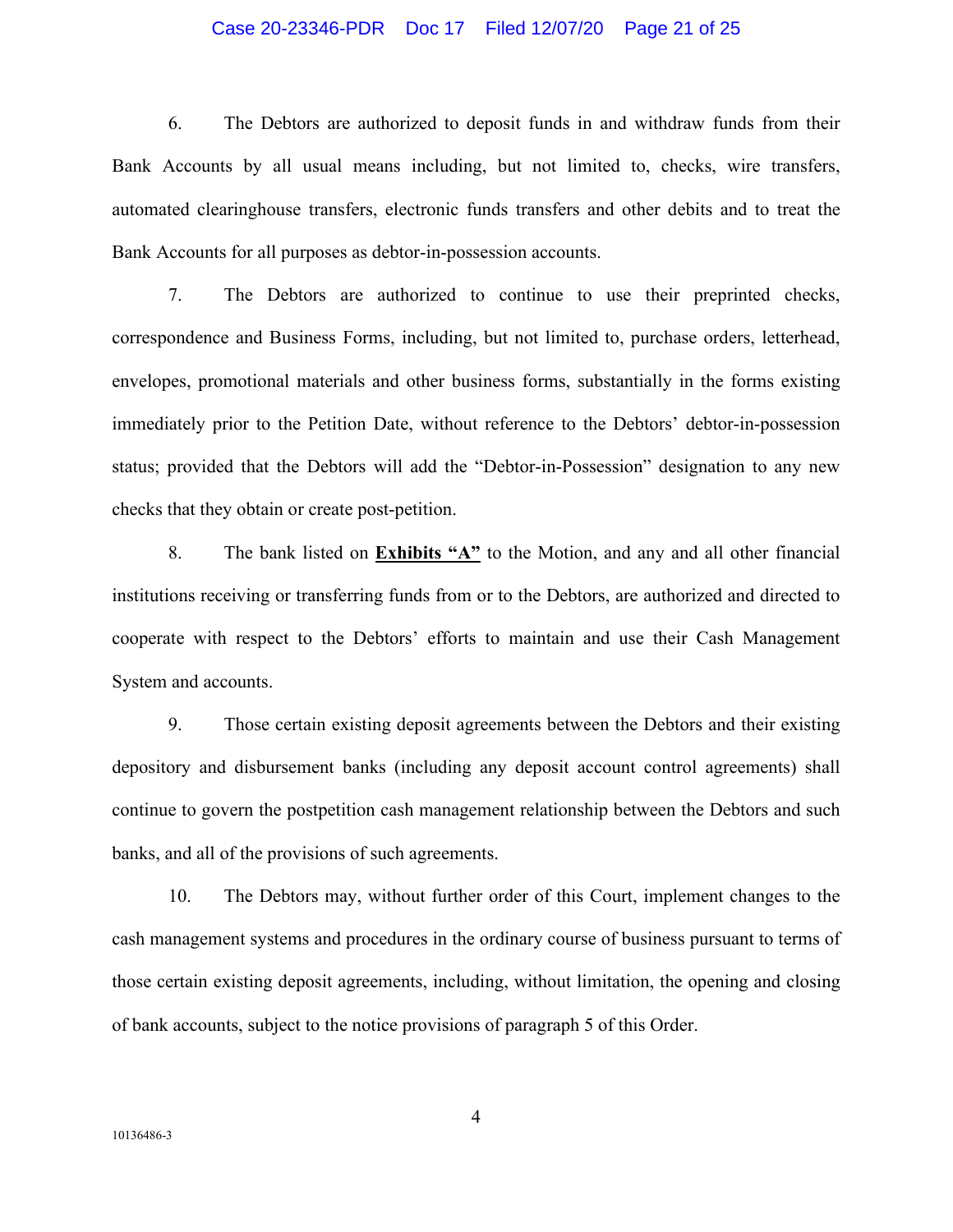6. The Debtors are authorized to deposit funds in and withdraw funds from their Bank Accounts by all usual means including, but not limited to, checks, wire transfers, automated clearinghouse transfers, electronic funds transfers and other debits and to treat the Bank Accounts for all purposes as debtor-in-possession accounts.

7. The Debtors are authorized to continue to use their preprinted checks, correspondence and Business Forms, including, but not limited to, purchase orders, letterhead, envelopes, promotional materials and other business forms, substantially in the forms existing immediately prior to the Petition Date, without reference to the Debtors' debtor-in-possession status; provided that the Debtors will add the "Debtor-in-Possession" designation to any new checks that they obtain or create post-petition.

8. The bank listed on **Exhibits "A"** to the Motion, and any and all other financial institutions receiving or transferring funds from or to the Debtors, are authorized and directed to cooperate with respect to the Debtors' efforts to maintain and use their Cash Management System and accounts.

9. Those certain existing deposit agreements between the Debtors and their existing depository and disbursement banks (including any deposit account control agreements) shall continue to govern the postpetition cash management relationship between the Debtors and such banks, and all of the provisions of such agreements.

10. The Debtors may, without further order of this Court, implement changes to the cash management systems and procedures in the ordinary course of business pursuant to terms of those certain existing deposit agreements, including, without limitation, the opening and closing of bank accounts, subject to the notice provisions of paragraph 5 of this Order.

10136486-3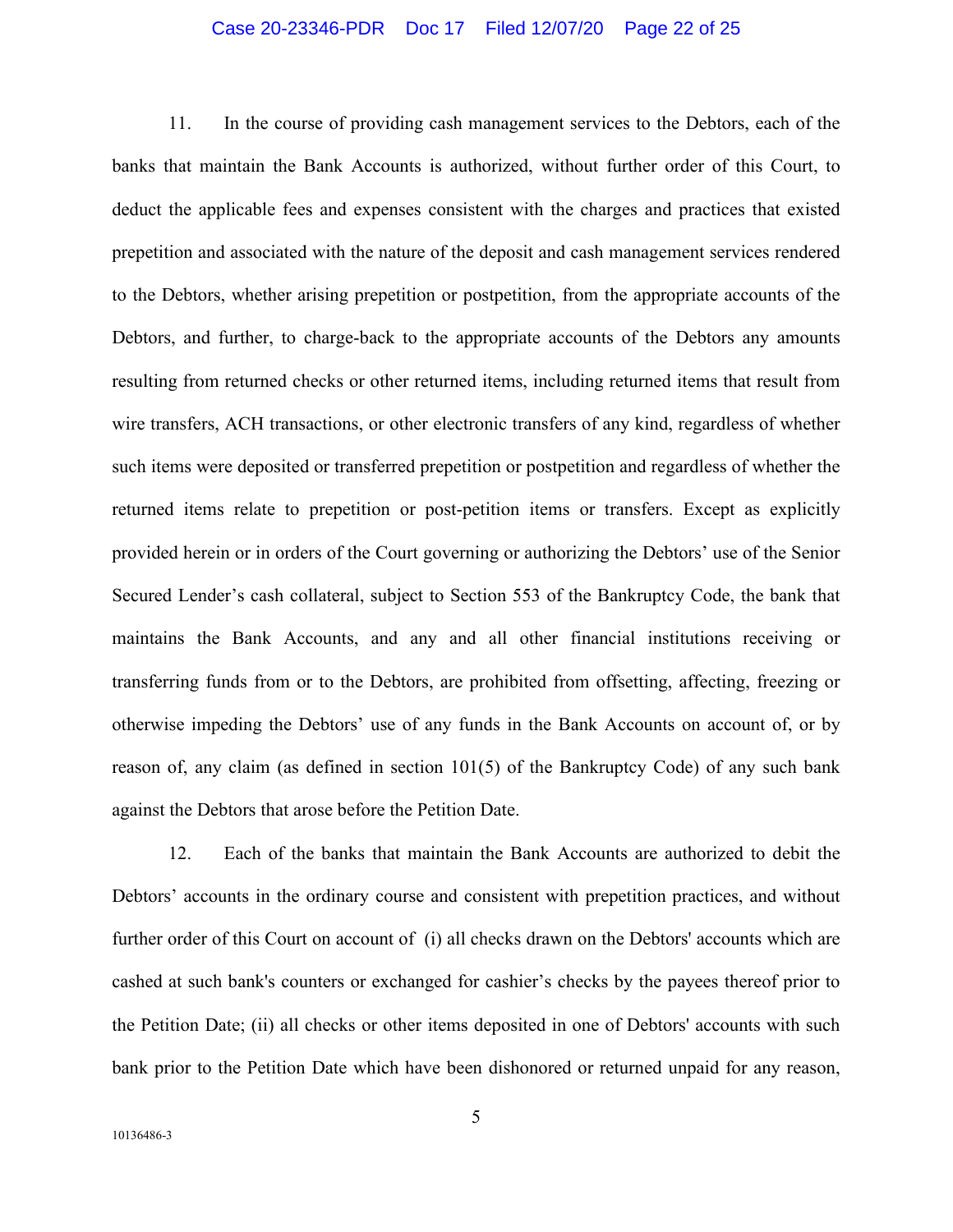11. In the course of providing cash management services to the Debtors, each of the banks that maintain the Bank Accounts is authorized, without further order of this Court, to deduct the applicable fees and expenses consistent with the charges and practices that existed prepetition and associated with the nature of the deposit and cash management services rendered to the Debtors, whether arising prepetition or postpetition, from the appropriate accounts of the Debtors, and further, to charge-back to the appropriate accounts of the Debtors any amounts resulting from returned checks or other returned items, including returned items that result from wire transfers, ACH transactions, or other electronic transfers of any kind, regardless of whether such items were deposited or transferred prepetition or postpetition and regardless of whether the returned items relate to prepetition or post-petition items or transfers. Except as explicitly provided herein or in orders of the Court governing or authorizing the Debtors' use of the Senior Secured Lender's cash collateral, subject to Section 553 of the Bankruptcy Code, the bank that maintains the Bank Accounts, and any and all other financial institutions receiving or transferring funds from or to the Debtors, are prohibited from offsetting, affecting, freezing or otherwise impeding the Debtors' use of any funds in the Bank Accounts on account of, or by reason of, any claim (as defined in section 101(5) of the Bankruptcy Code) of any such bank against the Debtors that arose before the Petition Date.

12. Each of the banks that maintain the Bank Accounts are authorized to debit the Debtors' accounts in the ordinary course and consistent with prepetition practices, and without further order of this Court on account of (i) all checks drawn on the Debtors' accounts which are cashed at such bank's counters or exchanged for cashier's checks by the payees thereof prior to the Petition Date; (ii) all checks or other items deposited in one of Debtors' accounts with such bank prior to the Petition Date which have been dishonored or returned unpaid for any reason,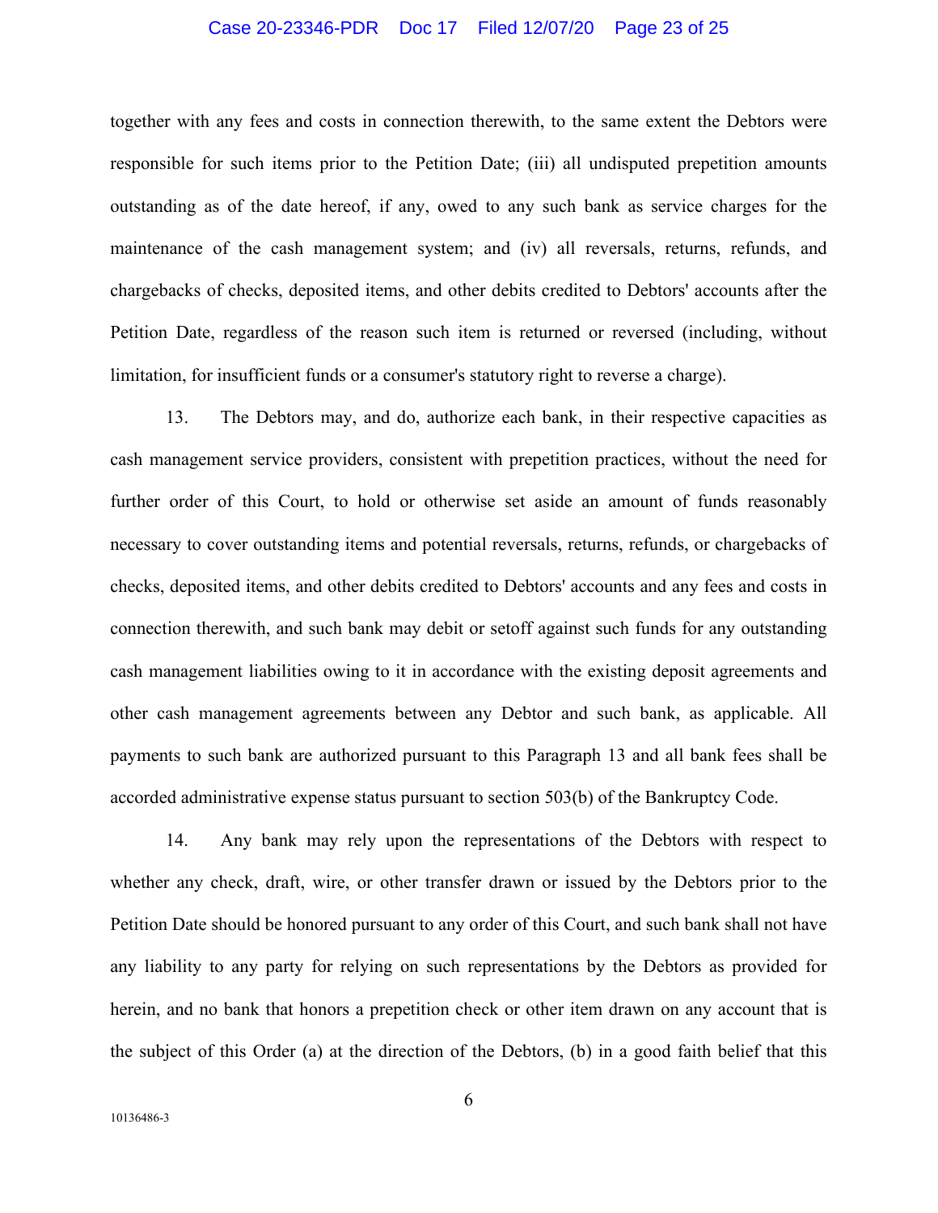together with any fees and costs in connection therewith, to the same extent the Debtors were responsible for such items prior to the Petition Date; (iii) all undisputed prepetition amounts outstanding as of the date hereof, if any, owed to any such bank as service charges for the maintenance of the cash management system; and (iv) all reversals, returns, refunds, and chargebacks of checks, deposited items, and other debits credited to Debtors' accounts after the Petition Date, regardless of the reason such item is returned or reversed (including, without limitation, for insufficient funds or a consumer's statutory right to reverse a charge).

13. The Debtors may, and do, authorize each bank, in their respective capacities as cash management service providers, consistent with prepetition practices, without the need for further order of this Court, to hold or otherwise set aside an amount of funds reasonably necessary to cover outstanding items and potential reversals, returns, refunds, or chargebacks of checks, deposited items, and other debits credited to Debtors' accounts and any fees and costs in connection therewith, and such bank may debit or setoff against such funds for any outstanding cash management liabilities owing to it in accordance with the existing deposit agreements and other cash management agreements between any Debtor and such bank, as applicable. All payments to such bank are authorized pursuant to this Paragraph 13 and all bank fees shall be accorded administrative expense status pursuant to section 503(b) of the Bankruptcy Code.

14. Any bank may rely upon the representations of the Debtors with respect to whether any check, draft, wire, or other transfer drawn or issued by the Debtors prior to the Petition Date should be honored pursuant to any order of this Court, and such bank shall not have any liability to any party for relying on such representations by the Debtors as provided for herein, and no bank that honors a prepetition check or other item drawn on any account that is the subject of this Order (a) at the direction of the Debtors, (b) in a good faith belief that this

10136486-3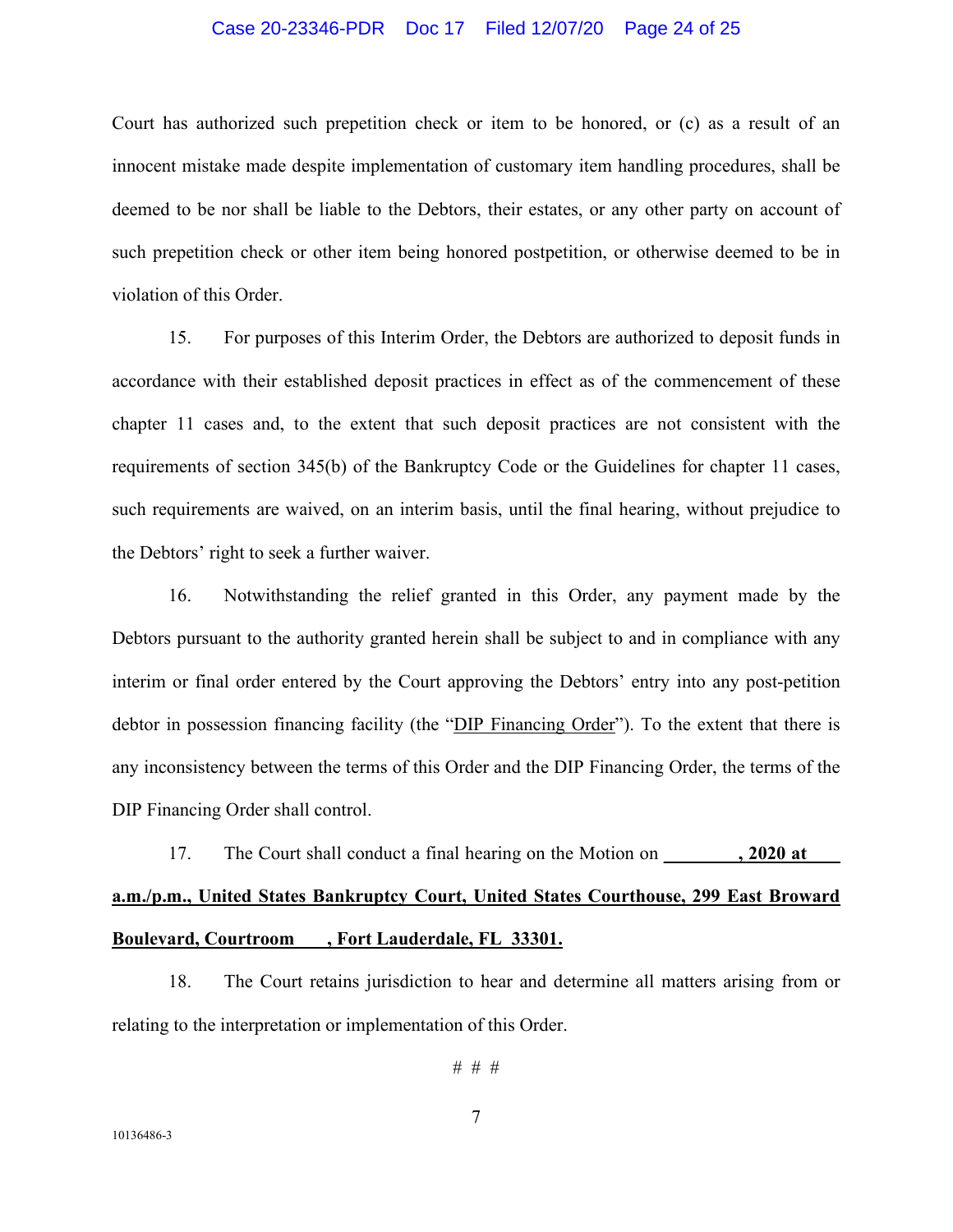Court has authorized such prepetition check or item to be honored, or (c) as a result of an innocent mistake made despite implementation of customary item handling procedures, shall be deemed to be nor shall be liable to the Debtors, their estates, or any other party on account of such prepetition check or other item being honored postpetition, or otherwise deemed to be in violation of this Order.

15. For purposes of this Interim Order, the Debtors are authorized to deposit funds in accordance with their established deposit practices in effect as of the commencement of these chapter 11 cases and, to the extent that such deposit practices are not consistent with the requirements of section 345(b) of the Bankruptcy Code or the Guidelines for chapter 11 cases, such requirements are waived, on an interim basis, until the final hearing, without prejudice to the Debtors' right to seek a further waiver.

16. Notwithstanding the relief granted in this Order, any payment made by the Debtors pursuant to the authority granted herein shall be subject to and in compliance with any interim or final order entered by the Court approving the Debtors' entry into any post-petition debtor in possession financing facility (the "DIP Financing Order"). To the extent that there is any inconsistency between the terms of this Order and the DIP Financing Order, the terms of the DIP Financing Order shall control.

17. The Court shall conduct a final hearing on the Motion on **________, 2020 at ____ a.m./p.m., United States Bankruptcy Court, United States Courthouse, 299 East Broward Boulevard, Courtroom ____, Fort Lauderdale, FL 33301.**

18. The Court retains jurisdiction to hear and determine all matters arising from or relating to the interpretation or implementation of this Order.

# # #

10136486-3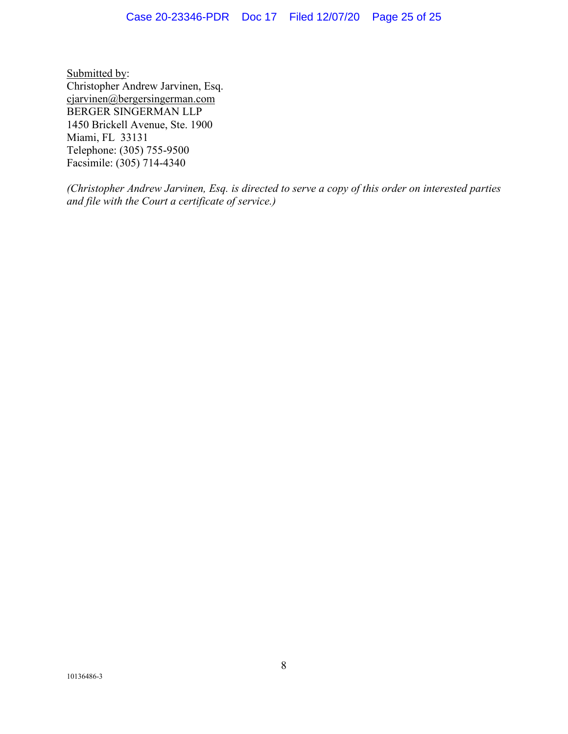Submitted by:
Christopher Andrew Jarvinen, Esq.
cjarvinen@bergersingerman.com
BERGER SINGERMAN LLP
1450 Brickell Avenue, Ste. 1900
Miami, FL 33131
Telephone: (305) 755-9500
Facsimile: (305) 714-4340

*(Christopher Andrew Jarvinen, Esq. is directed to serve a copy of this order on interested parties and file with the Court a certificate of service.)*

10136486-3